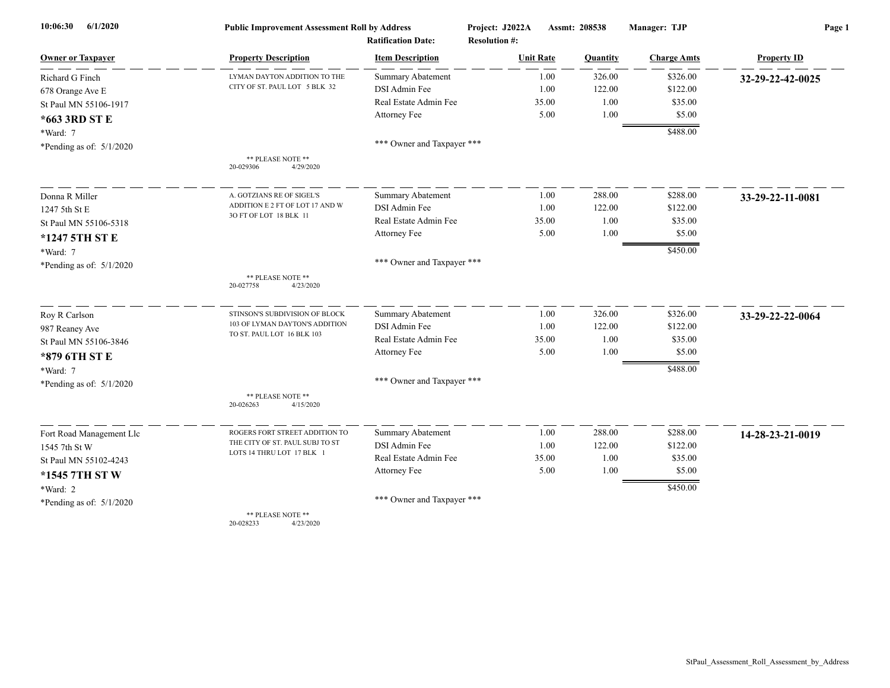10:06:30 6/1/2020

**Public Improvement Assessment Roll by Address**

Project: J2022A Assmt: 208538 Manager: TJP

Ratification Date: Resolution #:

| Owner or Taxpayer | Property Description | Item Description | Unit Rate | Quantity | Charge Amts | Property ID |
|---|---|---|---|---|---|---|
| Richard G Finch<br>678 Orange Ave E<br>St Paul MN 55106-1917<br>**\*663 3RD ST E**<br>\*Ward: 7<br>\*Pending as of: 5/1/2020 | LYMAN DAYTON ADDITION TO THE CITY OF ST. PAUL LOT 5 BLK 32<br><br>\*\* PLEASE NOTE \*\*<br>20-029306 4/29/2020 | Summary Abatement<br>DSI Admin Fee<br>Real Estate Admin Fee<br>Attorney Fee<br><br>\*\*\* Owner and Taxpayer \*\*\* | 1.00<br>1.00<br>35.00<br>5.00 | 326.00<br>122.00<br>1.00<br>1.00 | \$326.00<br>\$122.00<br>\$35.00<br>\$5.00<br>\$488.00 | **32-29-22-42-0025** |
| Donna R Miller<br>1247 5th St E<br>St Paul MN 55106-5318<br>**\*1247 5TH ST E**<br>\*Ward: 7<br>\*Pending as of: 5/1/2020 | A. GOTZIANS RE OF SIGEL'S ADDITION E 2 FT OF LOT 17 AND W 3O FT OF LOT 18 BLK 11<br><br>\*\* PLEASE NOTE \*\*<br>20-027758 4/23/2020 | Summary Abatement<br>DSI Admin Fee<br>Real Estate Admin Fee<br>Attorney Fee<br><br>\*\*\* Owner and Taxpayer \*\*\* | 1.00<br>1.00<br>35.00<br>5.00 | 288.00<br>122.00<br>1.00<br>1.00 | \$288.00<br>\$122.00<br>\$35.00<br>\$5.00<br>\$450.00 | **33-29-22-11-0081** |
| Roy R Carlson<br>987 Reaney Ave<br>St Paul MN 55106-3846<br>**\*879 6TH ST E**<br>\*Ward: 7<br>\*Pending as of: 5/1/2020 | STINSON'S SUBDIVISION OF BLOCK 103 OF LYMAN DAYTON'S ADDITION TO ST. PAUL LOT 16 BLK 103<br><br>\*\* PLEASE NOTE \*\*<br>20-026263 4/15/2020 | Summary Abatement<br>DSI Admin Fee<br>Real Estate Admin Fee<br>Attorney Fee<br><br>\*\*\* Owner and Taxpayer \*\*\* | 1.00<br>1.00<br>35.00<br>5.00 | 326.00<br>122.00<br>1.00<br>1.00 | \$326.00<br>\$122.00<br>\$35.00<br>\$5.00<br>\$488.00 | **33-29-22-22-0064** |
| Fort Road Management Llc<br>1545 7th St W<br>St Paul MN 55102-4243<br>**\*1545 7TH ST W**<br>\*Ward: 2<br>\*Pending as of: 5/1/2020 | ROGERS FORT STREET ADDITION TO THE CITY OF ST. PAUL SUBJ TO ST LOTS 14 THRU LOT 17 BLK 1<br><br>\*\* PLEASE NOTE \*\*<br>20-028233 4/23/2020 | Summary Abatement<br>DSI Admin Fee<br>Real Estate Admin Fee<br>Attorney Fee<br><br>\*\*\* Owner and Taxpayer \*\*\* | 1.00<br>1.00<br>35.00<br>5.00 | 288.00<br>122.00<br>1.00<br>1.00 | \$288.00<br>\$122.00<br>\$35.00<br>\$5.00<br>\$450.00 | **14-28-23-21-0019** |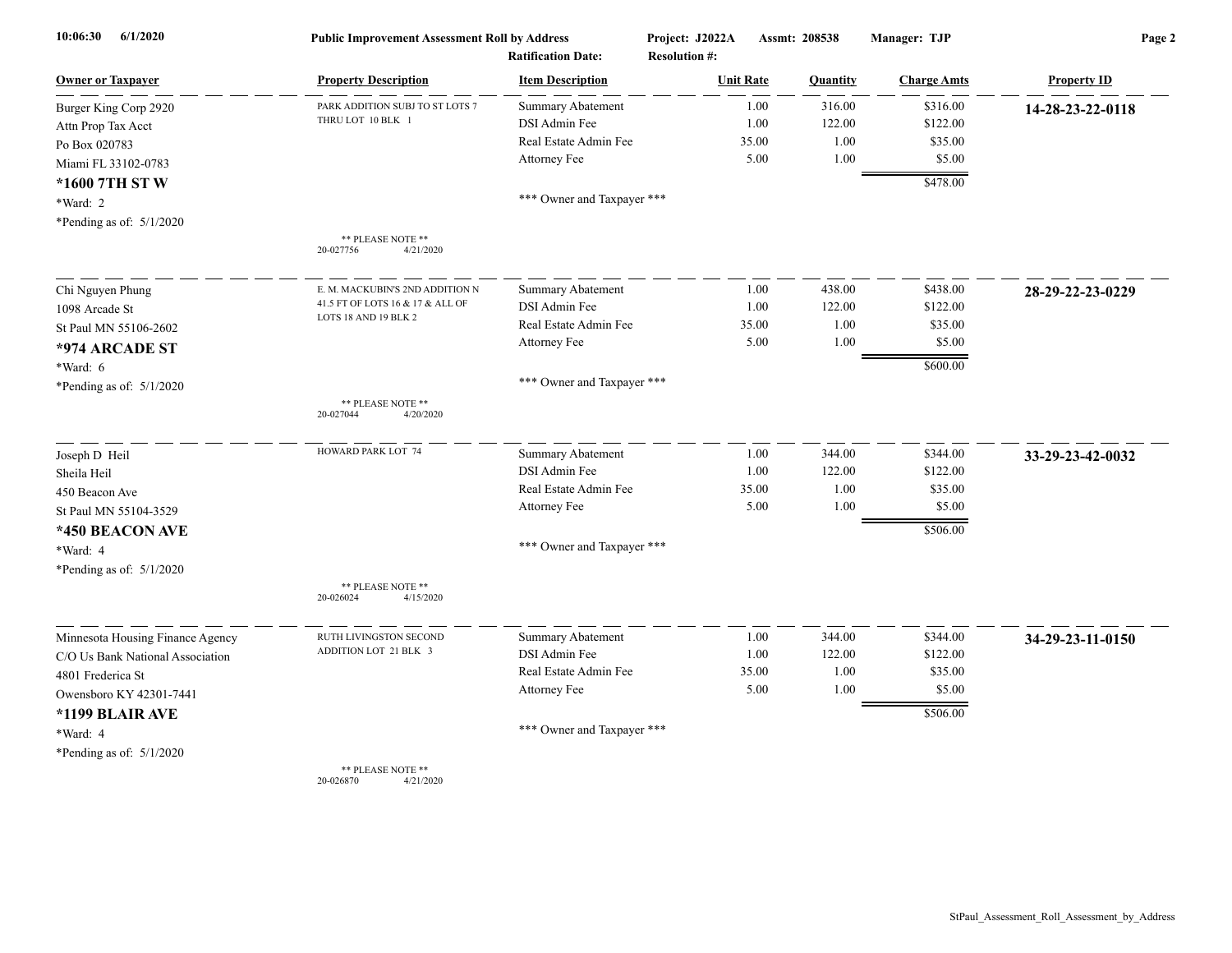**Public Improvement Assessment Roll by Address** | Project: J2022A | Assmt: 208538 | Manager: TJP

Ratification Date: | Resolution #:

| Owner or Taxpayer | Property Description | Item Description | Unit Rate | Quantity | Charge Amts | Property ID |
|---|---|---|---|---|---|---|
| Burger King Corp 2920 | PARK ADDITION SUBJ TO ST LOTS 7 THRU LOT 10 BLK 1 | Summary Abatement | 1.00 | 316.00 | $316.00 | **14-28-23-22-0118** |
| Attn Prop Tax Acct | | DSI Admin Fee | 1.00 | 122.00 | $122.00 | |
| Po Box 020783 | | Real Estate Admin Fee | 35.00 | 1.00 | $35.00 | |
| Miami FL 33102-0783 | | Attorney Fee | 5.00 | 1.00 | $5.00 | |
| **\*1600 7TH ST W** | | | | | $478.00 | |
| *Ward: 2 | | *** Owner and Taxpayer *** | | | | |
| *Pending as of: 5/1/2020 | ** PLEASE NOTE ** 20-027756 4/21/2020 | | | | | |
| Chi Nguyen Phung | E. M. MACKUBIN'S 2ND ADDITION N 41.5 FT OF LOTS 16 & 17 & ALL OF LOTS 18 AND 19 BLK 2 | Summary Abatement | 1.00 | 438.00 | $438.00 | **28-29-22-23-0229** |
| 1098 Arcade St | | DSI Admin Fee | 1.00 | 122.00 | $122.00 | |
| St Paul MN 55106-2602 | | Real Estate Admin Fee | 35.00 | 1.00 | $35.00 | |
| **\*974 ARCADE ST** | | Attorney Fee | 5.00 | 1.00 | $5.00 | |
| *Ward: 6 | | | | | $600.00 | |
| *Pending as of: 5/1/2020 | ** PLEASE NOTE ** 20-027044 4/20/2020 | *** Owner and Taxpayer *** | | | | |
| Joseph D Heil | HOWARD PARK LOT 74 | Summary Abatement | 1.00 | 344.00 | $344.00 | **33-29-23-42-0032** |
| Sheila Heil | | DSI Admin Fee | 1.00 | 122.00 | $122.00 | |
| 450 Beacon Ave | | Real Estate Admin Fee | 35.00 | 1.00 | $35.00 | |
| St Paul MN 55104-3529 | | Attorney Fee | 5.00 | 1.00 | $5.00 | |
| **\*450 BEACON AVE** | | | | | $506.00 | |
| *Ward: 4 | | *** Owner and Taxpayer *** | | | | |
| *Pending as of: 5/1/2020 | ** PLEASE NOTE ** 20-026024 4/15/2020 | | | | | |
| Minnesota Housing Finance Agency | RUTH LIVINGSTON SECOND ADDITION LOT 21 BLK 3 | Summary Abatement | 1.00 | 344.00 | $344.00 | **34-29-23-11-0150** |
| C/O Us Bank National Association | | DSI Admin Fee | 1.00 | 122.00 | $122.00 | |
| 4801 Frederica St | | Real Estate Admin Fee | 35.00 | 1.00 | $35.00 | |
| Owensboro KY 42301-7441 | | Attorney Fee | 5.00 | 1.00 | $5.00 | |
| **\*1199 BLAIR AVE** | | | | | $506.00 | |
| *Ward: 4 | | *** Owner and Taxpayer *** | | | | |
| *Pending as of: 5/1/2020 | ** PLEASE NOTE ** 20-026870 4/21/2020 | | | | | |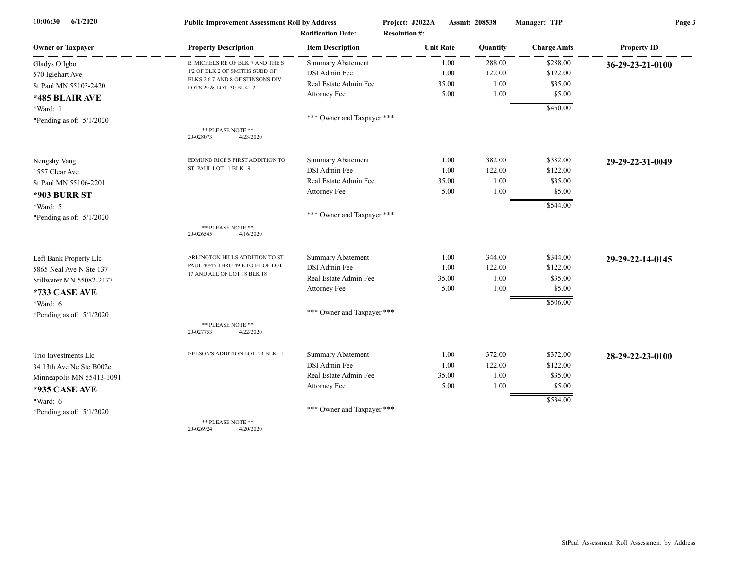**Public Improvement Assessment Roll by Address** | **Project: J2022A** | **Assmt: 208538** | **Manager: TJP**

**Ratification Date:** | **Resolution #:**

10:06:30 6/1/2020

| Owner or Taxpayer | Property Description | Item Description | Unit Rate | Quantity | Charge Amts | Property ID |
|---|---|---|---|---|---|---|
| Gladys O Igbo<br>570 Iglehart Ave<br>St Paul MN 55103-2420<br>**\*485 BLAIR AVE**<br>\*Ward: 1<br>\*Pending as of: 5/1/2020 | B. MICHELS RE OF BLK 7 AND THE S 1/2 OF BLK 2 OF SMITHS SUBD OF BLKS 2 6 7 AND 8 OF STINSONS DIV LOTS 29 & LOT 30 BLK 2<br><br>\*\* PLEASE NOTE \*\*<br>20-028073 4/23/2020 | Summary Abatement<br>DSI Admin Fee<br>Real Estate Admin Fee<br>Attorney Fee<br><br>\*\*\* Owner and Taxpayer \*\*\* | 1.00<br>1.00<br>35.00<br>5.00 | 288.00<br>122.00<br>1.00<br>1.00 | $288.00<br>$122.00<br>$35.00<br>$5.00<br>**$450.00** | **36-29-23-21-0100** |
| Nengshy Vang<br>1557 Clear Ave<br>St Paul MN 55106-2201<br>**\*903 BURR ST**<br>\*Ward: 5<br>\*Pending as of: 5/1/2020 | EDMUND RICE'S FIRST ADDITION TO ST. PAUL LOT 1 BLK 9<br><br>\*\* PLEASE NOTE \*\*<br>20-026545 4/16/2020 | Summary Abatement<br>DSI Admin Fee<br>Real Estate Admin Fee<br>Attorney Fee<br><br>\*\*\* Owner and Taxpayer \*\*\* | 1.00<br>1.00<br>35.00<br>5.00 | 382.00<br>122.00<br>1.00<br>1.00 | $382.00<br>$122.00<br>$35.00<br>$5.00<br>**$544.00** | **29-29-22-31-0049** |
| Left Bank Property Llc<br>5865 Neal Ave N Ste 137<br>Stillwater MN 55082-2177<br>**\*733 CASE AVE**<br>\*Ward: 6<br>\*Pending as of: 5/1/2020 | ARLINGTON HILLS ADDITION TO ST. PAUL 40/45 THRU 49 E 1O FT OF LOT 17 AND ALL OF LOT 18 BLK 18<br><br>\*\* PLEASE NOTE \*\*<br>20-027753 4/22/2020 | Summary Abatement<br>DSI Admin Fee<br>Real Estate Admin Fee<br>Attorney Fee<br><br>\*\*\* Owner and Taxpayer \*\*\* | 1.00<br>1.00<br>35.00<br>5.00 | 344.00<br>122.00<br>1.00<br>1.00 | $344.00<br>$122.00<br>$35.00<br>$5.00<br>**$506.00** | **29-29-22-14-0145** |
| Trio Investments Llc<br>34 13th Ave Ne Ste B002e<br>Minneapolis MN 55413-1091<br>**\*935 CASE AVE**<br>\*Ward: 6<br>\*Pending as of: 5/1/2020 | NELSON'S ADDITION LOT 24 BLK 1<br><br>\*\* PLEASE NOTE \*\*<br>20-026924 4/20/2020 | Summary Abatement<br>DSI Admin Fee<br>Real Estate Admin Fee<br>Attorney Fee<br><br>\*\*\* Owner and Taxpayer \*\*\* | 1.00<br>1.00<br>35.00<br>5.00 | 372.00<br>122.00<br>1.00<br>1.00 | $372.00<br>$122.00<br>$35.00<br>$5.00<br>**$534.00** | **28-29-22-23-0100** |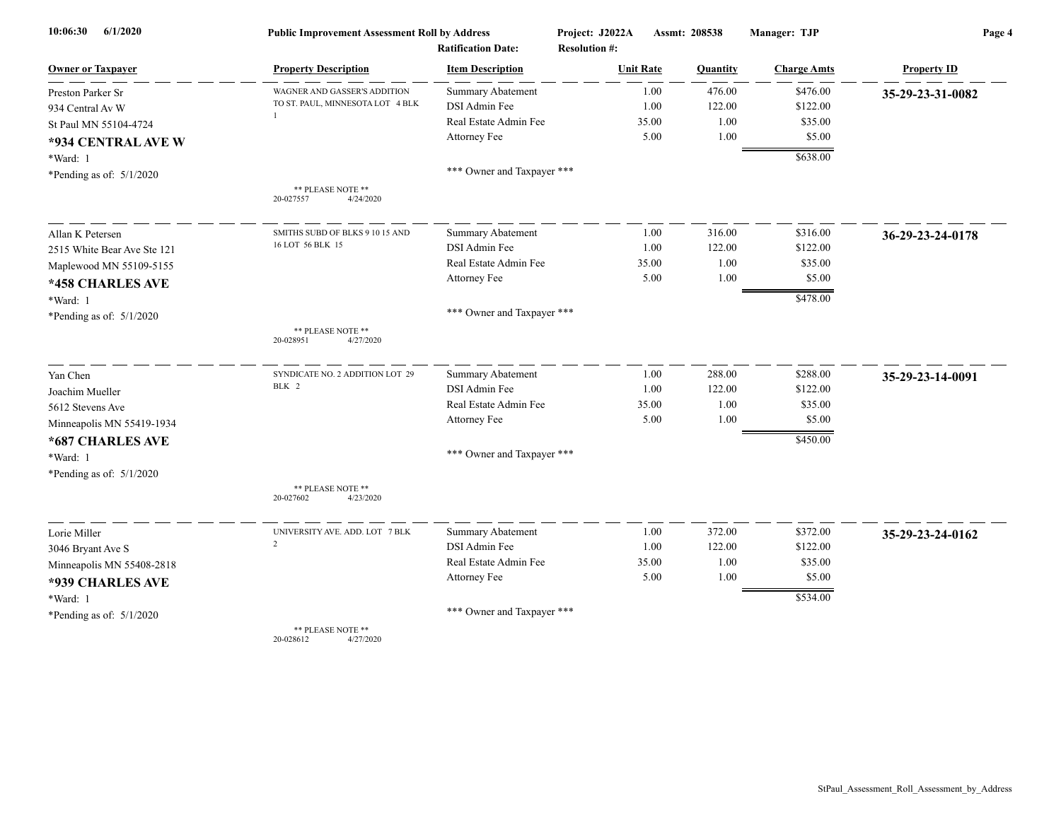**Public Improvement Assessment Roll by Address**

**Project: J2022A** **Assmt: 208538** **Manager: TJP**

**Ratification Date:** **Resolution #:**

| Owner or Taxpayer | Property Description | Item Description | Unit Rate | Quantity | Charge Amts | Property ID |
|---|---|---|---|---|---|---|
| Preston Parker Sr<br>934 Central Av W<br>St Paul MN 55104-4724<br>**\*934 CENTRAL AVE W**<br>\*Ward: 1<br>\*Pending as of: 5/1/2020 | WAGNER AND GASSER'S ADDITION TO ST. PAUL, MINNESOTA LOT 4 BLK 1<br><br>\*\* PLEASE NOTE \*\*<br>20-027557 4/24/2020 | Summary Abatement<br>DSI Admin Fee<br>Real Estate Admin Fee<br>Attorney Fee<br><br>\*\*\* Owner and Taxpayer \*\*\* | 1.00<br>1.00<br>35.00<br>5.00 | 476.00<br>122.00<br>1.00<br>1.00 | $476.00<br>$122.00<br>$35.00<br>$5.00<br>$638.00 | **35-29-23-31-0082** |
| Allan K Petersen<br>2515 White Bear Ave Ste 121<br>Maplewood MN 55109-5155<br>**\*458 CHARLES AVE**<br>\*Ward: 1<br>\*Pending as of: 5/1/2020 | SMITHS SUBD OF BLKS 9 10 15 AND 16 LOT 56 BLK 15<br><br>\*\* PLEASE NOTE \*\*<br>20-028951 4/27/2020 | Summary Abatement<br>DSI Admin Fee<br>Real Estate Admin Fee<br>Attorney Fee<br><br>\*\*\* Owner and Taxpayer \*\*\* | 1.00<br>1.00<br>35.00<br>5.00 | 316.00<br>122.00<br>1.00<br>1.00 | $316.00<br>$122.00<br>$35.00<br>$5.00<br>$478.00 | **36-29-23-24-0178** |
| Yan Chen<br>Joachim Mueller<br>5612 Stevens Ave<br>Minneapolis MN 55419-1934<br>**\*687 CHARLES AVE**<br>\*Ward: 1<br>\*Pending as of: 5/1/2020 | SYNDICATE NO. 2 ADDITION LOT 29 BLK 2<br><br>\*\* PLEASE NOTE \*\*<br>20-027602 4/23/2020 | Summary Abatement<br>DSI Admin Fee<br>Real Estate Admin Fee<br>Attorney Fee<br><br>\*\*\* Owner and Taxpayer \*\*\* | 1.00<br>1.00<br>35.00<br>5.00 | 288.00<br>122.00<br>1.00<br>1.00 | $288.00<br>$122.00<br>$35.00<br>$5.00<br>$450.00 | **35-29-23-14-0091** |
| Lorie Miller<br>3046 Bryant Ave S<br>Minneapolis MN 55408-2818<br>**\*939 CHARLES AVE**<br>\*Ward: 1<br>\*Pending as of: 5/1/2020 | UNIVERSITY AVE. ADD. LOT 7 BLK 2<br><br>\*\* PLEASE NOTE \*\*<br>20-028612 4/27/2020 | Summary Abatement<br>DSI Admin Fee<br>Real Estate Admin Fee<br>Attorney Fee<br><br>\*\*\* Owner and Taxpayer \*\*\* | 1.00<br>1.00<br>35.00<br>5.00 | 372.00<br>122.00<br>1.00<br>1.00 | $372.00<br>$122.00<br>$35.00<br>$5.00<br>$534.00 | **35-29-23-24-0162** |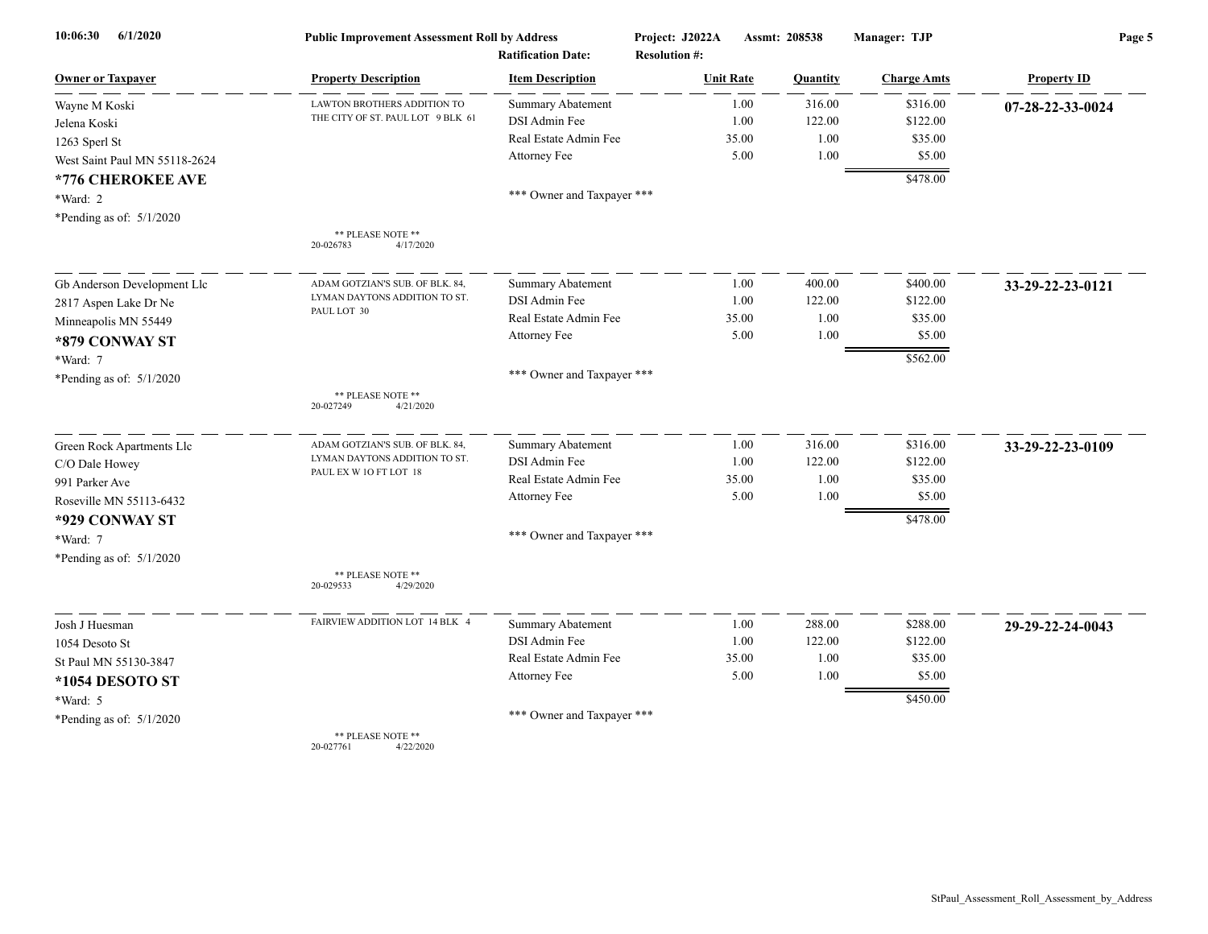| Owner or Taxpayer | Property Description | Item Description | Unit Rate | Quantity | Charge Amts | Property ID |
|---|---|---|---|---|---|---|
| Wayne M Koski | LAWTON BROTHERS ADDITION TO THE CITY OF ST. PAUL LOT 9 BLK 61 | Summary Abatement | 1.00 | 316.00 | $316.00 | **07-28-22-33-0024** |
| Jelena Koski | | DSI Admin Fee | 1.00 | 122.00 | $122.00 | |
| 1263 Sperl St | | Real Estate Admin Fee | 35.00 | 1.00 | $35.00 | |
| West Saint Paul MN 55118-2624 | | Attorney Fee | 5.00 | 1.00 | $5.00 | |
| **\*776 CHEROKEE AVE** | | | | | $478.00 | |
| \*Ward: 2 | | \*\*\* Owner and Taxpayer \*\*\* | | | | |
| \*Pending as of: 5/1/2020 | \*\* PLEASE NOTE \*\* 20-026783 4/17/2020 | | | | | |
| Gb Anderson Development Llc | ADAM GOTZIAN'S SUB. OF BLK. 84, LYMAN DAYTONS ADDITION TO ST. PAUL LOT 30 | Summary Abatement | 1.00 | 400.00 | $400.00 | **33-29-22-23-0121** |
| 2817 Aspen Lake Dr Ne | | DSI Admin Fee | 1.00 | 122.00 | $122.00 | |
| Minneapolis MN 55449 | | Real Estate Admin Fee | 35.00 | 1.00 | $35.00 | |
| **\*879 CONWAY ST** | | Attorney Fee | 5.00 | 1.00 | $5.00 | |
| \*Ward: 7 | | | | | $562.00 | |
| \*Pending as of: 5/1/2020 | \*\* PLEASE NOTE \*\* 20-027249 4/21/2020 | \*\*\* Owner and Taxpayer \*\*\* | | | | |
| Green Rock Apartments Llc | ADAM GOTZIAN'S SUB. OF BLK. 84, LYMAN DAYTONS ADDITION TO ST. PAUL EX W 1O FT LOT 18 | Summary Abatement | 1.00 | 316.00 | $316.00 | **33-29-22-23-0109** |
| C/O Dale Howey | | DSI Admin Fee | 1.00 | 122.00 | $122.00 | |
| 991 Parker Ave | | Real Estate Admin Fee | 35.00 | 1.00 | $35.00 | |
| Roseville MN 55113-6432 | | Attorney Fee | 5.00 | 1.00 | $5.00 | |
| **\*929 CONWAY ST** | | | | | $478.00 | |
| \*Ward: 7 | | \*\*\* Owner and Taxpayer \*\*\* | | | | |
| \*Pending as of: 5/1/2020 | \*\* PLEASE NOTE \*\* 20-029533 4/29/2020 | | | | | |
| Josh J Huesman | FAIRVIEW ADDITION LOT 14 BLK 4 | Summary Abatement | 1.00 | 288.00 | $288.00 | **29-29-22-24-0043** |
| 1054 Desoto St | | DSI Admin Fee | 1.00 | 122.00 | $122.00 | |
| St Paul MN 55130-3847 | | Real Estate Admin Fee | 35.00 | 1.00 | $35.00 | |
| **\*1054 DESOTO ST** | | Attorney Fee | 5.00 | 1.00 | $5.00 | |
| \*Ward: 5 | | | | | $450.00 | |
| \*Pending as of: 5/1/2020 | \*\* PLEASE NOTE \*\* 20-027761 4/22/2020 | \*\*\* Owner and Taxpayer \*\*\* | | | | |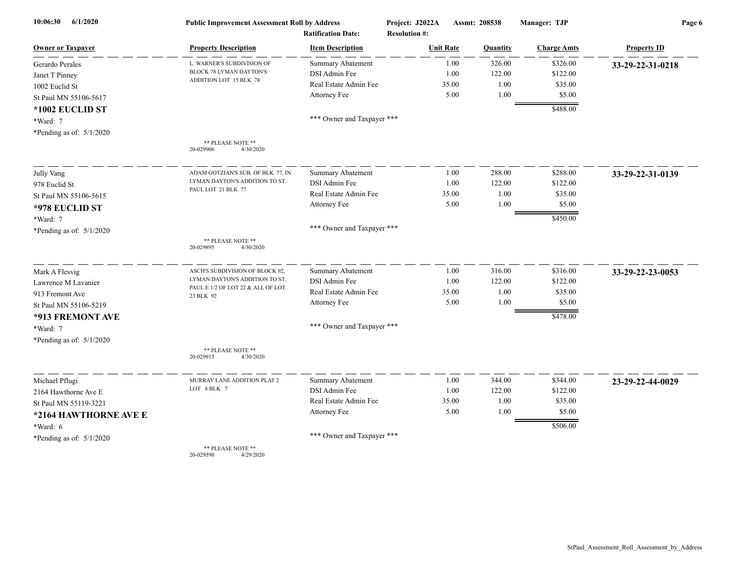**Public Improvement Assessment Roll by Address** — Project: J2022A — Assmt: 208538 — Manager: TJP

Ratification Date: — Resolution #:

| Owner or Taxpayer | Property Description | Item Description | Unit Rate | Quantity | Charge Amts | Property ID |
|---|---|---|---|---|---|---|
| Gerardo Perales<br>Janet T Pinney<br>1002 Euclid St<br>St Paul MN 55106-5617<br>**\*1002 EUCLID ST**<br>*Ward: 7<br>*Pending as of: 5/1/2020 | L. WARNER'S SUBDIVISION OF BLOCK 78 LYMAN DAYTON'S ADDITION LOT 15 BLK 78<br>** PLEASE NOTE **<br>20-029906 4/30/2020 | Summary Abatement | 1.00 | 326.00 | $326.00 | **33-29-22-31-0218** |
| | | DSI Admin Fee | 1.00 | 122.00 | $122.00 | |
| | | Real Estate Admin Fee | 35.00 | 1.00 | $35.00 | |
| | | Attorney Fee | 5.00 | 1.00 | $5.00 | |
| | | | | | $488.00 | |
| | | *** Owner and Taxpayer *** | | | | |
| Jully Vang<br>978 Euclid St<br>St Paul MN 55106-5615<br>**\*978 EUCLID ST**<br>*Ward: 7<br>*Pending as of: 5/1/2020 | ADAM GOTZIAN'S SUB. OF BLK. 77, IN LYMAN DAYTON'S ADDITION TO ST. PAUL LOT 21 BLK 77<br>** PLEASE NOTE **<br>20-029895 4/30/2020 | Summary Abatement | 1.00 | 288.00 | $288.00 | **33-29-22-31-0139** |
| | | DSI Admin Fee | 1.00 | 122.00 | $122.00 | |
| | | Real Estate Admin Fee | 35.00 | 1.00 | $35.00 | |
| | | Attorney Fee | 5.00 | 1.00 | $5.00 | |
| | | | | | $450.00 | |
| | | *** Owner and Taxpayer *** | | | | |
| Mark A Flesvig<br>Lawrence M Lavanier<br>913 Fremont Ave<br>St Paul MN 55106-5219<br>**\*913 FREMONT AVE**<br>*Ward: 7<br>*Pending as of: 5/1/2020 | ASCH'S SUBDIVISION OF BLOCK 92, LYMAN DAYTON'S ADDITION TO ST. PAUL E 1/2 OF LOT 22 & ALL OF LOT 23 BLK 92<br>** PLEASE NOTE **<br>20-029915 4/30/2020 | Summary Abatement | 1.00 | 316.00 | $316.00 | **33-29-22-23-0053** |
| | | DSI Admin Fee | 1.00 | 122.00 | $122.00 | |
| | | Real Estate Admin Fee | 35.00 | 1.00 | $35.00 | |
| | | Attorney Fee | 5.00 | 1.00 | $5.00 | |
| | | | | | $478.00 | |
| | | *** Owner and Taxpayer *** | | | | |
| Michael Pflugi<br>2164 Hawthorne Ave E<br>St Paul MN 55119-3221<br>**\*2164 HAWTHORNE AVE E**<br>*Ward: 6<br>*Pending as of: 5/1/2020 | MURRAY LANE ADDITION PLAT 2 LOT 8 BLK 7<br>** PLEASE NOTE **<br>20-029590 4/29/2020 | Summary Abatement | 1.00 | 344.00 | $344.00 | **23-29-22-44-0029** |
| | | DSI Admin Fee | 1.00 | 122.00 | $122.00 | |
| | | Real Estate Admin Fee | 35.00 | 1.00 | $35.00 | |
| | | Attorney Fee | 5.00 | 1.00 | $5.00 | |
| | | | | | $506.00 | |
| | | *** Owner and Taxpayer *** | | | | |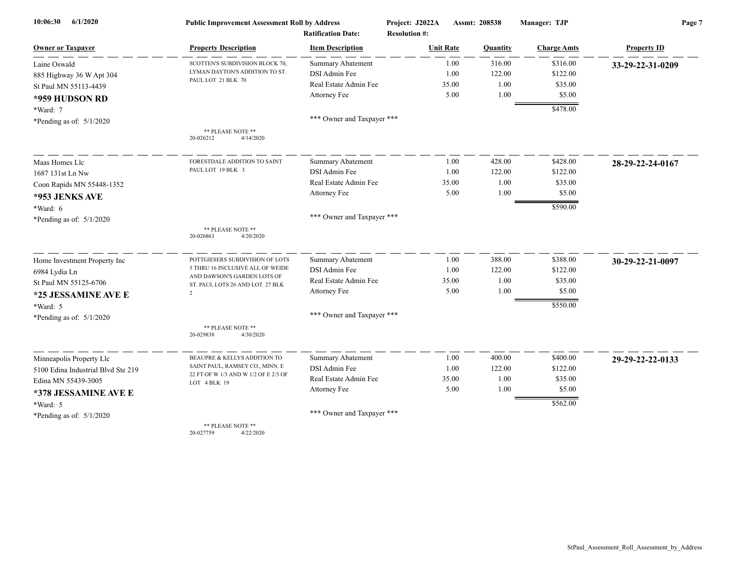**10:06:30 6/1/2020** **Public Improvement Assessment Roll by Address** **Project: J2022A** **Assmt: 208538** **Manager: TJP**

**Ratification Date:** **Resolution #:**

| Owner or Taxpayer | Property Description | Item Description | Unit Rate | Quantity | Charge Amts | Property ID |
|---|---|---|---|---|---|---|
| Laine Oswald<br>885 Highway 36 W Apt 304<br>St Paul MN 55113-4439<br>**\*959 HUDSON RD**<br>\*Ward: 7<br>\*Pending as of: 5/1/2020 | SCOTTEN'S SUBDIVISION BLOCK 70, LYMAN DAYTON'S ADDITION TO ST. PAUL LOT 21 BLK 70<br><br>\*\* PLEASE NOTE \*\*<br>20-026212 4/14/2020 | Summary Abatement<br>DSI Admin Fee<br>Real Estate Admin Fee<br>Attorney Fee<br><br>\*\*\* Owner and Taxpayer \*\*\* | 1.00<br>1.00<br>35.00<br>5.00 | 316.00<br>122.00<br>1.00<br>1.00 | $316.00<br>$122.00<br>$35.00<br>$5.00<br>$478.00 | **33-29-22-31-0209** |
| Maas Homes Llc<br>1687 131st Ln Nw<br>Coon Rapids MN 55448-1352<br>**\*953 JENKS AVE**<br>\*Ward: 6<br>\*Pending as of: 5/1/2020 | FORESTDALE ADDITION TO SAINT PAUL LOT 19 BLK 3<br><br>\*\* PLEASE NOTE \*\*<br>20-026863 4/20/2020 | Summary Abatement<br>DSI Admin Fee<br>Real Estate Admin Fee<br>Attorney Fee<br><br>\*\*\* Owner and Taxpayer \*\*\* | 1.00<br>1.00<br>35.00<br>5.00 | 428.00<br>122.00<br>1.00<br>1.00 | $428.00<br>$122.00<br>$35.00<br>$5.00<br>$590.00 | **28-29-22-24-0167** |
| Home Investment Property Inc<br>6984 Lydia Ln<br>St Paul MN 55125-6706<br>**\*25 JESSAMINE AVE E**<br>\*Ward: 5<br>\*Pending as of: 5/1/2020 | POTTGIESERS SUBDIVISION OF LOTS 5 THRU 16 INCLUSIVE ALL OF WEIDE AND DAWSON'S GARDEN LOTS OF ST. PAUL LOTS 26 AND LOT 27 BLK 2<br><br>\*\* PLEASE NOTE \*\*<br>20-029838 4/30/2020 | Summary Abatement<br>DSI Admin Fee<br>Real Estate Admin Fee<br>Attorney Fee<br><br>\*\*\* Owner and Taxpayer \*\*\* | 1.00<br>1.00<br>35.00<br>5.00 | 388.00<br>122.00<br>1.00<br>1.00 | $388.00<br>$122.00<br>$35.00<br>$5.00<br>$550.00 | **30-29-22-21-0097** |
| Minneapolis Property Llc<br>5100 Edina Industrial Blvd Ste 219<br>Edina MN 55439-3005<br>**\*378 JESSAMINE AVE E**<br>\*Ward: 5<br>\*Pending as of: 5/1/2020 | BEAUPRE & KELLYS ADDITION TO SAINT PAUL, RAMSEY CO., MINN. E 22 FT OF W 1/3 AND W 1/2 OF E 2/3 OF LOT 4 BLK 19<br><br>\*\* PLEASE NOTE \*\*<br>20-027759 4/22/2020 | Summary Abatement<br>DSI Admin Fee<br>Real Estate Admin Fee<br>Attorney Fee<br><br>\*\*\* Owner and Taxpayer \*\*\* | 1.00<br>1.00<br>35.00<br>5.00 | 400.00<br>122.00<br>1.00<br>1.00 | $400.00<br>$122.00<br>$35.00<br>$5.00<br>$562.00 | **29-29-22-22-0133** |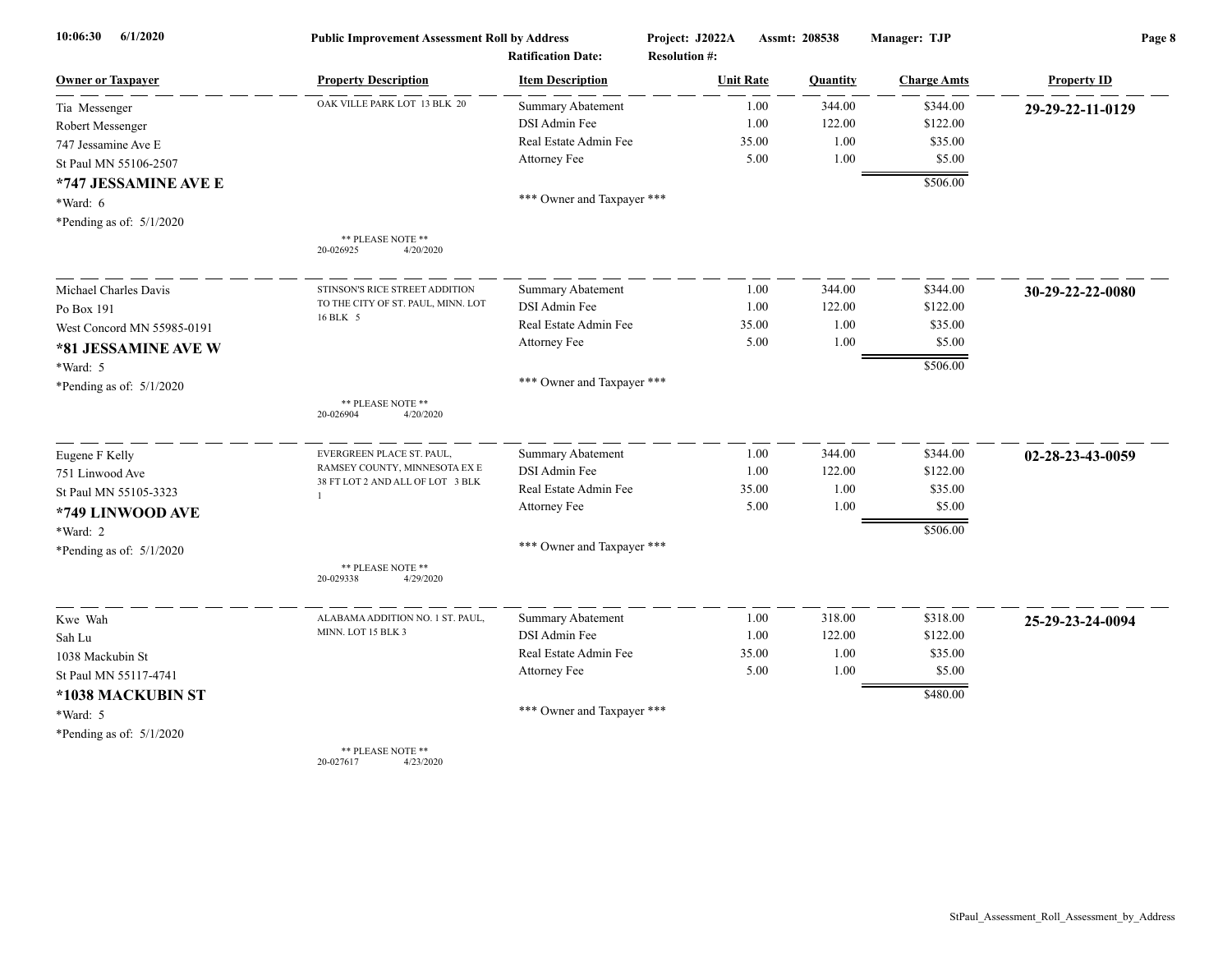**Public Improvement Assessment Roll by Address** — Project: J2022A — Assmt: 208538 — Manager: TJP

Ratification Date: — Resolution #:

| Owner or Taxpayer | Property Description | Item Description | Unit Rate | Quantity | Charge Amts | Property ID |
|---|---|---|---|---|---|---|
| Tia Messenger<br>Robert Messenger<br>747 Jessamine Ave E<br>St Paul MN 55106-2507<br>**\*747 JESSAMINE AVE E**<br>*Ward: 6<br>*Pending as of: 5/1/2020 | OAK VILLE PARK LOT 13 BLK 20<br><br>** PLEASE NOTE **<br>20-026925 4/20/2020 | Summary Abatement<br>DSI Admin Fee<br>Real Estate Admin Fee<br>Attorney Fee<br><br>*** Owner and Taxpayer *** | 1.00<br>1.00<br>35.00<br>5.00 | 344.00<br>122.00<br>1.00<br>1.00 | $344.00<br>$122.00<br>$35.00<br>$5.00<br>**$506.00** | **29-29-22-11-0129** |
| Michael Charles Davis<br>Po Box 191<br>West Concord MN 55985-0191<br>**\*81 JESSAMINE AVE W**<br>*Ward: 5<br>*Pending as of: 5/1/2020 | STINSON'S RICE STREET ADDITION TO THE CITY OF ST. PAUL, MINN. LOT 16 BLK 5<br><br>** PLEASE NOTE **<br>20-026904 4/20/2020 | Summary Abatement<br>DSI Admin Fee<br>Real Estate Admin Fee<br>Attorney Fee<br><br>*** Owner and Taxpayer *** | 1.00<br>1.00<br>35.00<br>5.00 | 344.00<br>122.00<br>1.00<br>1.00 | $344.00<br>$122.00<br>$35.00<br>$5.00<br>**$506.00** | **30-29-22-22-0080** |
| Eugene F Kelly<br>751 Linwood Ave<br>St Paul MN 55105-3323<br>**\*749 LINWOOD AVE**<br>*Ward: 2<br>*Pending as of: 5/1/2020 | EVERGREEN PLACE ST. PAUL, RAMSEY COUNTY, MINNESOTA EX E 38 FT LOT 2 AND ALL OF LOT 3 BLK 1<br><br>** PLEASE NOTE **<br>20-029338 4/29/2020 | Summary Abatement<br>DSI Admin Fee<br>Real Estate Admin Fee<br>Attorney Fee<br><br>*** Owner and Taxpayer *** | 1.00<br>1.00<br>35.00<br>5.00 | 344.00<br>122.00<br>1.00<br>1.00 | $344.00<br>$122.00<br>$35.00<br>$5.00<br>**$506.00** | **02-28-23-43-0059** |
| Kwe Wah<br>Sah Lu<br>1038 Mackubin St<br>St Paul MN 55117-4741<br>**\*1038 MACKUBIN ST**<br>*Ward: 5<br>*Pending as of: 5/1/2020 | ALABAMA ADDITION NO. 1 ST. PAUL, MINN. LOT 15 BLK 3<br><br>** PLEASE NOTE **<br>20-027617 4/23/2020 | Summary Abatement<br>DSI Admin Fee<br>Real Estate Admin Fee<br>Attorney Fee<br><br>*** Owner and Taxpayer *** | 1.00<br>1.00<br>35.00<br>5.00 | 318.00<br>122.00<br>1.00<br>1.00 | $318.00<br>$122.00<br>$35.00<br>$5.00<br>**$480.00** | **25-29-23-24-0094** |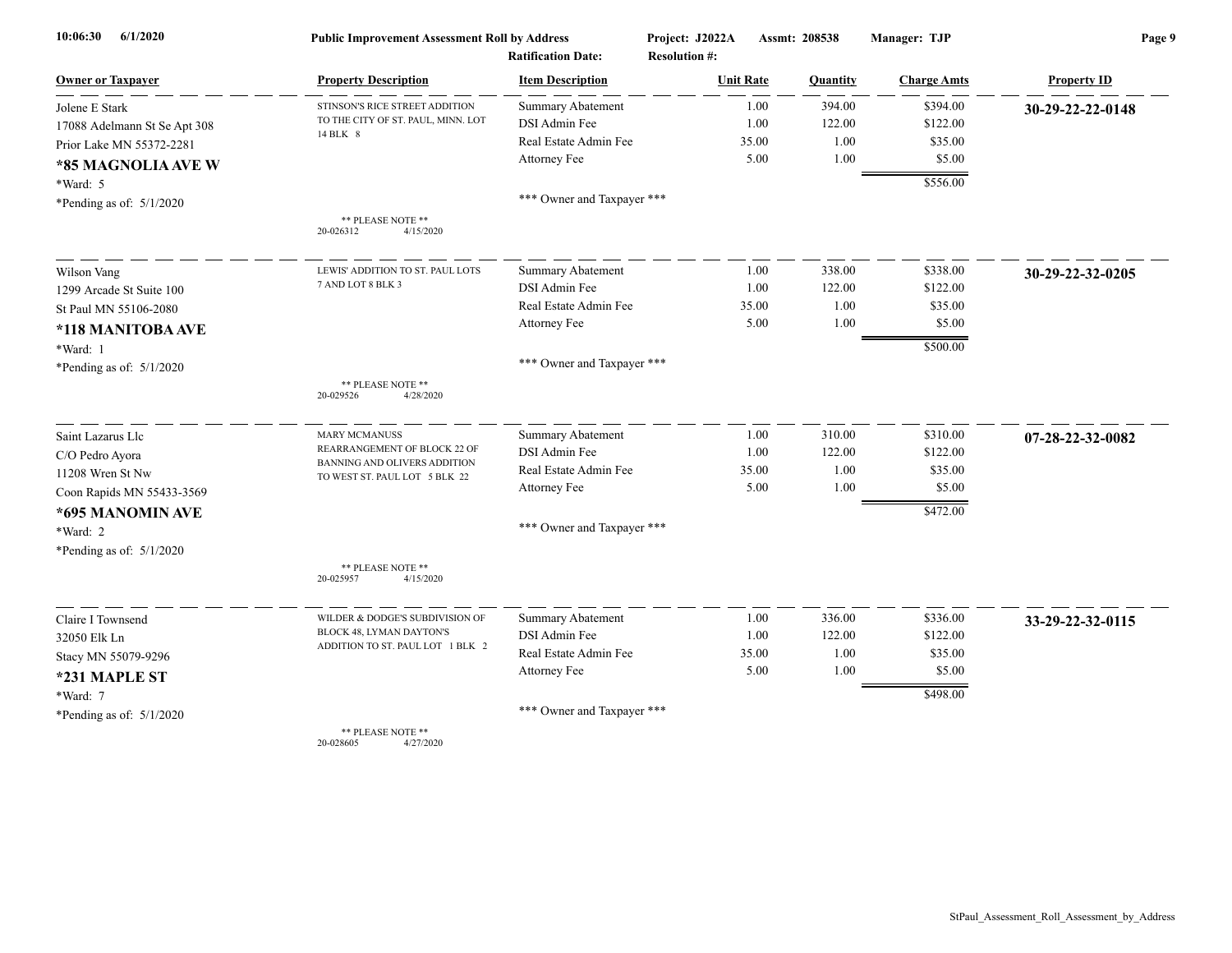**10:06:30 6/1/2020** **Public Improvement Assessment Roll by Address** **Project: J2022A** **Assmt: 208538** **Manager: TJP**

**Ratification Date:** **Resolution #:**

| Owner or Taxpayer | Property Description | Item Description | Unit Rate | Quantity | Charge Amts | Property ID |
|---|---|---|---|---|---|---|
| Jolene E Stark<br>17088 Adelmann St Se Apt 308<br>Prior Lake MN 55372-2281<br>**\*85 MAGNOLIA AVE W**<br>\*Ward: 5<br>\*Pending as of: 5/1/2020 | STINSON'S RICE STREET ADDITION TO THE CITY OF ST. PAUL, MINN. LOT 14 BLK 8<br>** PLEASE NOTE **<br>20-026312 4/15/2020 | Summary Abatement<br>DSI Admin Fee<br>Real Estate Admin Fee<br>Attorney Fee<br>*** Owner and Taxpayer *** | 1.00<br>1.00<br>35.00<br>5.00 | 394.00<br>122.00<br>1.00<br>1.00 | $394.00<br>$122.00<br>$35.00<br>$5.00<br>$556.00 | **30-29-22-22-0148** |
| Wilson Vang<br>1299 Arcade St Suite 100<br>St Paul MN 55106-2080<br>**\*118 MANITOBA AVE**<br>\*Ward: 1<br>\*Pending as of: 5/1/2020 | LEWIS' ADDITION TO ST. PAUL LOTS 7 AND LOT 8 BLK 3<br>** PLEASE NOTE **<br>20-029526 4/28/2020 | Summary Abatement<br>DSI Admin Fee<br>Real Estate Admin Fee<br>Attorney Fee<br>*** Owner and Taxpayer *** | 1.00<br>1.00<br>35.00<br>5.00 | 338.00<br>122.00<br>1.00<br>1.00 | $338.00<br>$122.00<br>$35.00<br>$5.00<br>$500.00 | **30-29-22-32-0205** |
| Saint Lazarus Llc<br>C/O Pedro Ayora<br>11208 Wren St Nw<br>Coon Rapids MN 55433-3569<br>**\*695 MANOMIN AVE**<br>\*Ward: 2<br>\*Pending as of: 5/1/2020 | MARY MCMANUSS REARRANGEMENT OF BLOCK 22 OF BANNING AND OLIVERS ADDITION TO WEST ST. PAUL LOT 5 BLK 22<br>** PLEASE NOTE **<br>20-025957 4/15/2020 | Summary Abatement<br>DSI Admin Fee<br>Real Estate Admin Fee<br>Attorney Fee<br>*** Owner and Taxpayer *** | 1.00<br>1.00<br>35.00<br>5.00 | 310.00<br>122.00<br>1.00<br>1.00 | $310.00<br>$122.00<br>$35.00<br>$5.00<br>$472.00 | **07-28-22-32-0082** |
| Claire I Townsend<br>32050 Elk Ln<br>Stacy MN 55079-9296<br>**\*231 MAPLE ST**<br>\*Ward: 7<br>\*Pending as of: 5/1/2020 | WILDER & DODGE'S SUBDIVISION OF BLOCK 48, LYMAN DAYTON'S ADDITION TO ST. PAUL LOT 1 BLK 2<br>** PLEASE NOTE **<br>20-028605 4/27/2020 | Summary Abatement<br>DSI Admin Fee<br>Real Estate Admin Fee<br>Attorney Fee<br>*** Owner and Taxpayer *** | 1.00<br>1.00<br>35.00<br>5.00 | 336.00<br>122.00<br>1.00<br>1.00 | $336.00<br>$122.00<br>$35.00<br>$5.00<br>$498.00 | **33-29-22-32-0115** |

StPaul_Assessment_Roll_Assessment_by_Address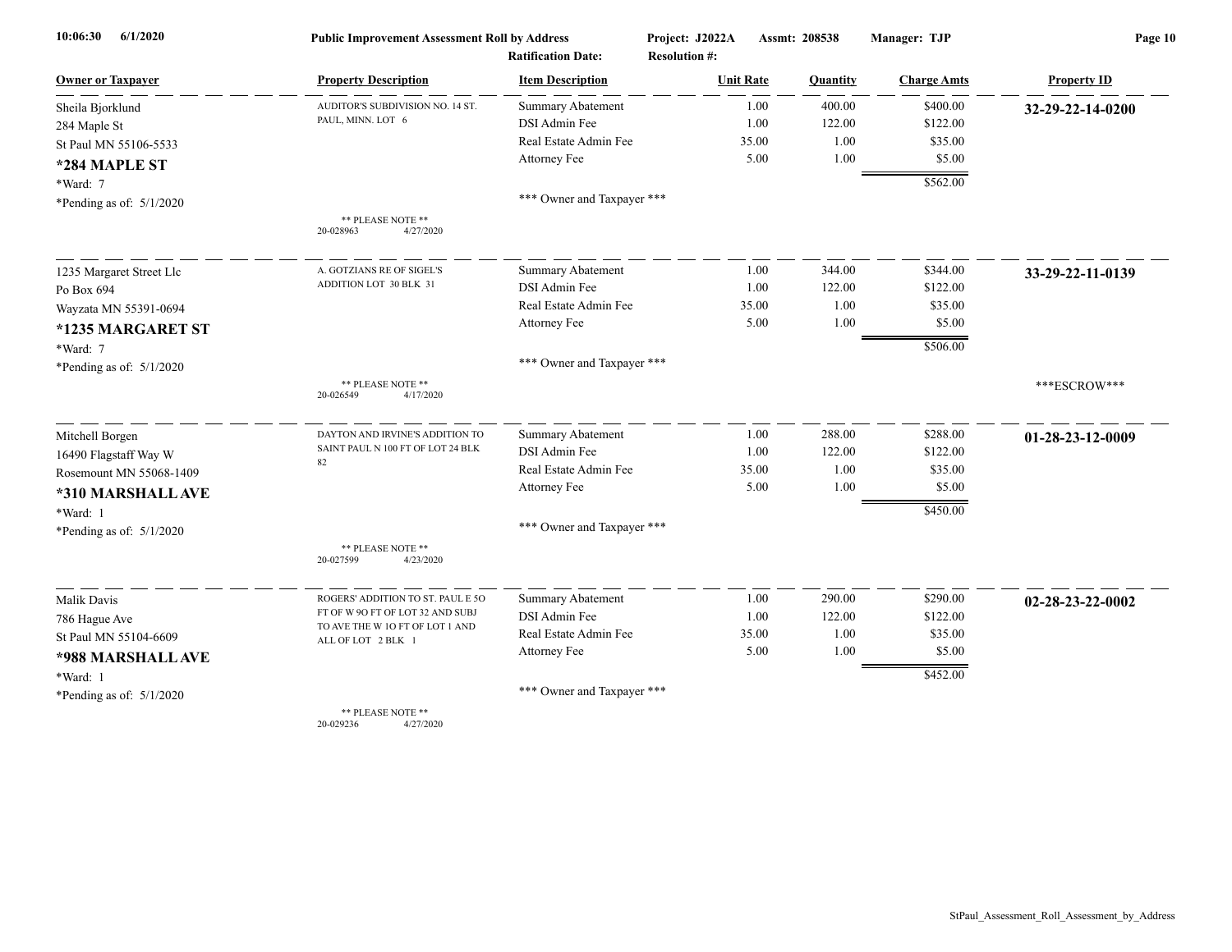| Owner or Taxpayer | Property Description | Item Description | Unit Rate | Quantity | Charge Amts | Property ID |
|---|---|---|---|---|---|---|
| Sheila Bjorklund | AUDITOR'S SUBDIVISION NO. 14 ST. PAUL, MINN. LOT 6 | Summary Abatement | 1.00 | 400.00 | $400.00 | 32-29-22-14-0200 |
| 284 Maple St | | DSI Admin Fee | 1.00 | 122.00 | $122.00 | |
| St Paul MN 55106-5533 | | Real Estate Admin Fee | 35.00 | 1.00 | $35.00 | |
| **\*284 MAPLE ST** | | Attorney Fee | 5.00 | 1.00 | $5.00 | |
| \*Ward: 7 | | | | | $562.00 | |
| \*Pending as of: 5/1/2020 | | \*\*\* Owner and Taxpayer \*\*\* | | | | |
| | \*\* PLEASE NOTE \*\* 20-028963 4/27/2020 | | | | | |
| 1235 Margaret Street Llc | A. GOTZIANS RE OF SIGEL'S ADDITION LOT 30 BLK 31 | Summary Abatement | 1.00 | 344.00 | $344.00 | 33-29-22-11-0139 |
| Po Box 694 | | DSI Admin Fee | 1.00 | 122.00 | $122.00 | |
| Wayzata MN 55391-0694 | | Real Estate Admin Fee | 35.00 | 1.00 | $35.00 | |
| **\*1235 MARGARET ST** | | Attorney Fee | 5.00 | 1.00 | $5.00 | |
| \*Ward: 7 | | | | | $506.00 | |
| \*Pending as of: 5/1/2020 | | \*\*\* Owner and Taxpayer \*\*\* | | | | \*\*\*ESCROW\*\*\* |
| | \*\* PLEASE NOTE \*\* 20-026549 4/17/2020 | | | | | |
| Mitchell Borgen | DAYTON AND IRVINE'S ADDITION TO SAINT PAUL N 100 FT OF LOT 24 BLK 82 | Summary Abatement | 1.00 | 288.00 | $288.00 | 01-28-23-12-0009 |
| 16490 Flagstaff Way W | | DSI Admin Fee | 1.00 | 122.00 | $122.00 | |
| Rosemount MN 55068-1409 | | Real Estate Admin Fee | 35.00 | 1.00 | $35.00 | |
| **\*310 MARSHALL AVE** | | Attorney Fee | 5.00 | 1.00 | $5.00 | |
| \*Ward: 1 | | | | | $450.00 | |
| \*Pending as of: 5/1/2020 | | \*\*\* Owner and Taxpayer \*\*\* | | | | |
| | \*\* PLEASE NOTE \*\* 20-027599 4/23/2020 | | | | | |
| Malik Davis | ROGERS' ADDITION TO ST. PAUL E 5O FT OF W 9O FT OF LOT 32 AND SUBJ TO AVE THE W 1O FT OF LOT 1 AND ALL OF LOT 2 BLK 1 | Summary Abatement | 1.00 | 290.00 | $290.00 | 02-28-23-22-0002 |
| 786 Hague Ave | | DSI Admin Fee | 1.00 | 122.00 | $122.00 | |
| St Paul MN 55104-6609 | | Real Estate Admin Fee | 35.00 | 1.00 | $35.00 | |
| **\*988 MARSHALL AVE** | | Attorney Fee | 5.00 | 1.00 | $5.00 | |
| \*Ward: 1 | | | | | $452.00 | |
| \*Pending as of: 5/1/2020 | | \*\*\* Owner and Taxpayer \*\*\* | | | | |
| | \*\* PLEASE NOTE \*\* 20-029236 4/27/2020 | | | | | |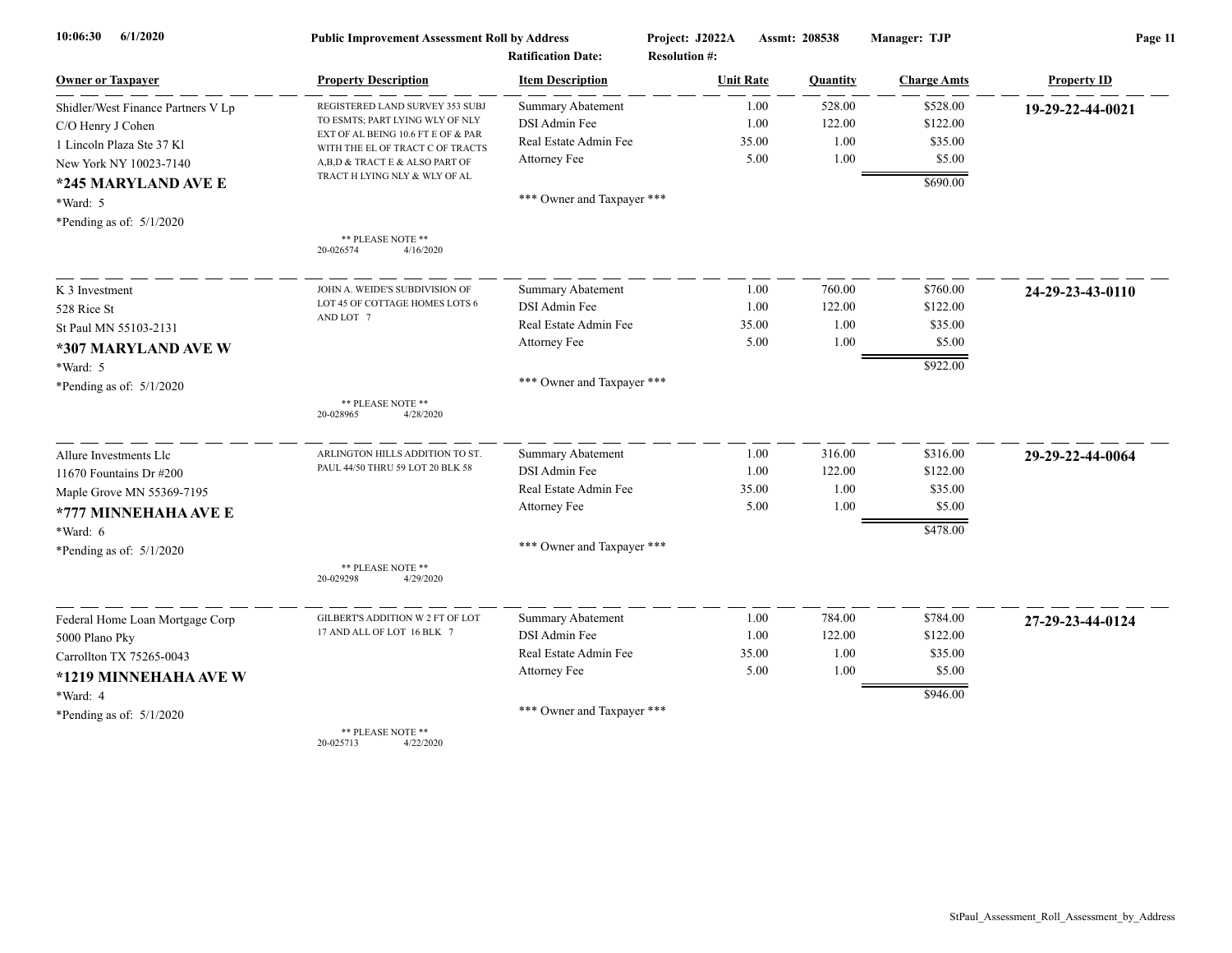**Public Improvement Assessment Roll by Address** — Project: J2022A — Assmt: 208538 — Manager: TJP

Ratification Date: — Resolution #:

| Owner or Taxpayer | Property Description | Item Description | Unit Rate | Quantity | Charge Amts | Property ID |
|---|---|---|---|---|---|---|
| Shidler/West Finance Partners V Lp<br>C/O Henry J Cohen<br>1 Lincoln Plaza Ste 37 Kl<br>New York NY 10023-7140<br>**\*245 MARYLAND AVE E**<br>\*Ward: 5<br>\*Pending as of: 5/1/2020 | REGISTERED LAND SURVEY 353 SUBJ TO ESMTS; PART LYING WLY OF NLY EXT OF AL BEING 10.6 FT E OF & PAR WITH THE EL OF TRACT C OF TRACTS A,B,D & TRACT E & ALSO PART OF TRACT H LYING NLY & WLY OF AL<br>** PLEASE NOTE **<br>20-026574 4/16/2020 | Summary Abatement<br>DSI Admin Fee<br>Real Estate Admin Fee<br>Attorney Fee<br>*** Owner and Taxpayer *** | 1.00<br>1.00<br>35.00<br>5.00 | 528.00<br>122.00<br>1.00<br>1.00 | $528.00<br>$122.00<br>$35.00<br>$5.00<br>$690.00 | **19-29-22-44-0021** |
| K 3 Investment<br>528 Rice St<br>St Paul MN 55103-2131<br>**\*307 MARYLAND AVE W**<br>\*Ward: 5<br>\*Pending as of: 5/1/2020 | JOHN A. WEIDE'S SUBDIVISION OF LOT 45 OF COTTAGE HOMES LOTS 6 AND LOT 7<br>** PLEASE NOTE **<br>20-028965 4/28/2020 | Summary Abatement<br>DSI Admin Fee<br>Real Estate Admin Fee<br>Attorney Fee<br>*** Owner and Taxpayer *** | 1.00<br>1.00<br>35.00<br>5.00 | 760.00<br>122.00<br>1.00<br>1.00 | $760.00<br>$122.00<br>$35.00<br>$5.00<br>$922.00 | **24-29-23-43-0110** |
| Allure Investments Llc<br>11670 Fountains Dr #200<br>Maple Grove MN 55369-7195<br>**\*777 MINNEHAHA AVE E**<br>\*Ward: 6<br>\*Pending as of: 5/1/2020 | ARLINGTON HILLS ADDITION TO ST. PAUL 44/50 THRU 59 LOT 20 BLK 58<br>** PLEASE NOTE **<br>20-029298 4/29/2020 | Summary Abatement<br>DSI Admin Fee<br>Real Estate Admin Fee<br>Attorney Fee<br>*** Owner and Taxpayer *** | 1.00<br>1.00<br>35.00<br>5.00 | 316.00<br>122.00<br>1.00<br>1.00 | $316.00<br>$122.00<br>$35.00<br>$5.00<br>$478.00 | **29-29-22-44-0064** |
| Federal Home Loan Mortgage Corp<br>5000 Plano Pky<br>Carrollton TX 75265-0043<br>**\*1219 MINNEHAHA AVE W**<br>\*Ward: 4<br>\*Pending as of: 5/1/2020 | GILBERT'S ADDITION W 2 FT OF LOT 17 AND ALL OF LOT 16 BLK 7<br>** PLEASE NOTE **<br>20-025713 4/22/2020 | Summary Abatement<br>DSI Admin Fee<br>Real Estate Admin Fee<br>Attorney Fee<br>*** Owner and Taxpayer *** | 1.00<br>1.00<br>35.00<br>5.00 | 784.00<br>122.00<br>1.00<br>1.00 | $784.00<br>$122.00<br>$35.00<br>$5.00<br>$946.00 | **27-29-23-44-0124** |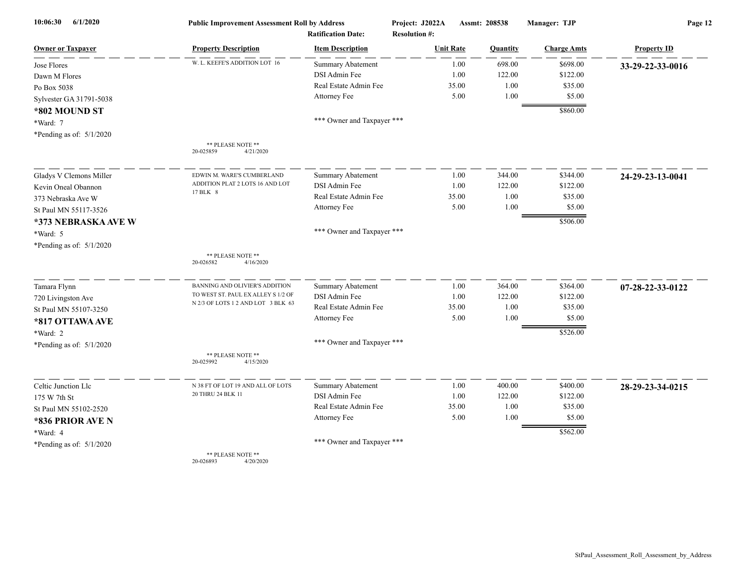**Public Improvement Assessment Roll by Address** — Project: J2022A — Assmt: 208538 — Manager: TJP

Ratification Date: — Resolution #:

| Owner or Taxpayer | Property Description | Item Description | Unit Rate | Quantity | Charge Amts | Property ID |
|---|---|---|---|---|---|---|
| Jose Flores<br>Dawn M Flores<br>Po Box 5038<br>Sylvester GA 31791-5038<br>**\*802 MOUND ST**<br>\*Ward: 7<br>\*Pending as of: 5/1/2020 | W. L. KEEFE'S ADDITION LOT 16<br><br>** PLEASE NOTE **<br>20-025859 4/21/2020 | Summary Abatement<br>DSI Admin Fee<br>Real Estate Admin Fee<br>Attorney Fee<br><br>*** Owner and Taxpayer *** | 1.00<br>1.00<br>35.00<br>5.00 | 698.00<br>122.00<br>1.00<br>1.00 | $698.00<br>$122.00<br>$35.00<br>$5.00<br>$860.00 | **33-29-22-33-0016** |
| Gladys V Clemons Miller<br>Kevin Oneal Obannon<br>373 Nebraska Ave W<br>St Paul MN 55117-3526<br>**\*373 NEBRASKA AVE W**<br>\*Ward: 5<br>\*Pending as of: 5/1/2020 | EDWIN M. WARE'S CUMBERLAND ADDITION PLAT 2 LOTS 16 AND LOT 17 BLK 8<br><br>** PLEASE NOTE **<br>20-026582 4/16/2020 | Summary Abatement<br>DSI Admin Fee<br>Real Estate Admin Fee<br>Attorney Fee<br><br>*** Owner and Taxpayer *** | 1.00<br>1.00<br>35.00<br>5.00 | 344.00<br>122.00<br>1.00<br>1.00 | $344.00<br>$122.00<br>$35.00<br>$5.00<br>$506.00 | **24-29-23-13-0041** |
| Tamara Flynn<br>720 Livingston Ave<br>St Paul MN 55107-3250<br>**\*817 OTTAWA AVE**<br>\*Ward: 2<br>\*Pending as of: 5/1/2020 | BANNING AND OLIVIER'S ADDITION TO WEST ST. PAUL EX ALLEY S 1/2 OF N 2/3 OF LOTS 1 2 AND LOT 3 BLK 63<br><br>** PLEASE NOTE **<br>20-025992 4/15/2020 | Summary Abatement<br>DSI Admin Fee<br>Real Estate Admin Fee<br>Attorney Fee<br><br>*** Owner and Taxpayer *** | 1.00<br>1.00<br>35.00<br>5.00 | 364.00<br>122.00<br>1.00<br>1.00 | $364.00<br>$122.00<br>$35.00<br>$5.00<br>$526.00 | **07-28-22-33-0122** |
| Celtic Junction Llc<br>175 W 7th St<br>St Paul MN 55102-2520<br>**\*836 PRIOR AVE N**<br>\*Ward: 4<br>\*Pending as of: 5/1/2020 | N 38 FT OF LOT 19 AND ALL OF LOTS 20 THRU 24 BLK 11<br><br>** PLEASE NOTE **<br>20-026893 4/20/2020 | Summary Abatement<br>DSI Admin Fee<br>Real Estate Admin Fee<br>Attorney Fee<br><br>*** Owner and Taxpayer *** | 1.00<br>1.00<br>35.00<br>5.00 | 400.00<br>122.00<br>1.00<br>1.00 | $400.00<br>$122.00<br>$35.00<br>$5.00<br>$562.00 | **28-29-23-34-0215** |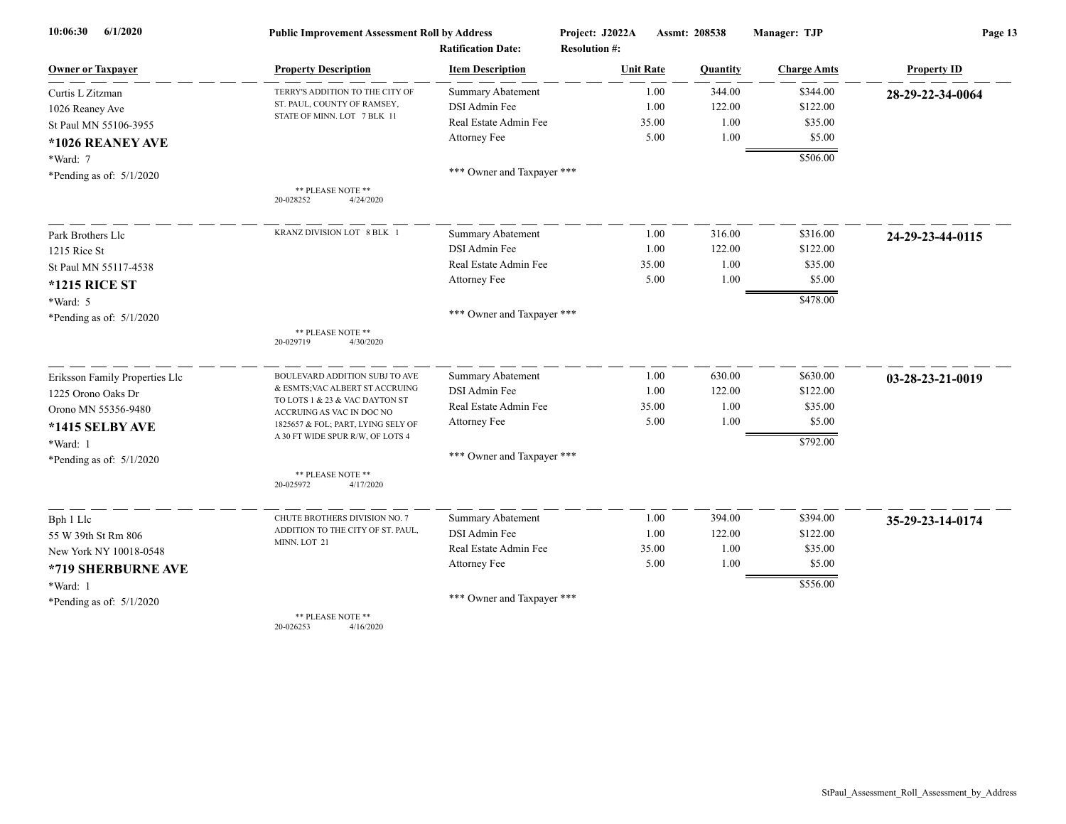**10:06:30 6/1/2020** | **Public Improvement Assessment Roll by Address** | **Project: J2022A** | **Assmt: 208538** | **Manager: TJP**

**Ratification Date:** | **Resolution #:**

| Owner or Taxpayer | Property Description | Item Description | Unit Rate | Quantity | Charge Amts | Property ID |
|---|---|---|---|---|---|---|
| Curtis L Zitzman<br>1026 Reaney Ave<br>St Paul MN 55106-3955<br>**\*1026 REANEY AVE**<br>\*Ward: 7<br>\*Pending as of: 5/1/2020 | TERRY'S ADDITION TO THE CITY OF ST. PAUL, COUNTY OF RAMSEY, STATE OF MINN. LOT 7 BLK 11<br><br>** PLEASE NOTE **<br>20-028252 4/24/2020 | Summary Abatement<br>DSI Admin Fee<br>Real Estate Admin Fee<br>Attorney Fee<br><br>\*\*\* Owner and Taxpayer \*\*\* | 1.00<br>1.00<br>35.00<br>5.00 | 344.00<br>122.00<br>1.00<br>1.00 | $344.00<br>$122.00<br>$35.00<br>$5.00<br>**$506.00** | **28-29-22-34-0064** |
| Park Brothers Llc<br>1215 Rice St<br>St Paul MN 55117-4538<br>**\*1215 RICE ST**<br>\*Ward: 5<br>\*Pending as of: 5/1/2020 | KRANZ DIVISION LOT 8 BLK 1<br><br>** PLEASE NOTE **<br>20-029719 4/30/2020 | Summary Abatement<br>DSI Admin Fee<br>Real Estate Admin Fee<br>Attorney Fee<br><br>\*\*\* Owner and Taxpayer \*\*\* | 1.00<br>1.00<br>35.00<br>5.00 | 316.00<br>122.00<br>1.00<br>1.00 | $316.00<br>$122.00<br>$35.00<br>$5.00<br>**$478.00** | **24-29-23-44-0115** |
| Eriksson Family Properties Llc<br>1225 Orono Oaks Dr<br>Orono MN 55356-9480<br>**\*1415 SELBY AVE**<br>\*Ward: 1<br>\*Pending as of: 5/1/2020 | BOULEVARD ADDITION SUBJ TO AVE & ESMTS;VAC ALBERT ST ACCRUING TO LOTS 1 & 23 & VAC DAYTON ST ACCRUING AS VAC IN DOC NO 1825657 & FOL; PART, LYING SELY OF A 30 FT WIDE SPUR R/W, OF LOTS 4<br><br>** PLEASE NOTE **<br>20-025972 4/17/2020 | Summary Abatement<br>DSI Admin Fee<br>Real Estate Admin Fee<br>Attorney Fee<br><br>\*\*\* Owner and Taxpayer \*\*\* | 1.00<br>1.00<br>35.00<br>5.00 | 630.00<br>122.00<br>1.00<br>1.00 | $630.00<br>$122.00<br>$35.00<br>$5.00<br>**$792.00** | **03-28-23-21-0019** |
| Bph 1 Llc<br>55 W 39th St Rm 806<br>New York NY 10018-0548<br>**\*719 SHERBURNE AVE**<br>\*Ward: 1<br>\*Pending as of: 5/1/2020 | CHUTE BROTHERS DIVISION NO. 7 ADDITION TO THE CITY OF ST. PAUL, MINN. LOT 21<br><br>** PLEASE NOTE **<br>20-026253 4/16/2020 | Summary Abatement<br>DSI Admin Fee<br>Real Estate Admin Fee<br>Attorney Fee<br><br>\*\*\* Owner and Taxpayer \*\*\* | 1.00<br>1.00<br>35.00<br>5.00 | 394.00<br>122.00<br>1.00<br>1.00 | $394.00<br>$122.00<br>$35.00<br>$5.00<br>**$556.00** | **35-29-23-14-0174** |

StPaul_Assessment_Roll_Assessment_by_Address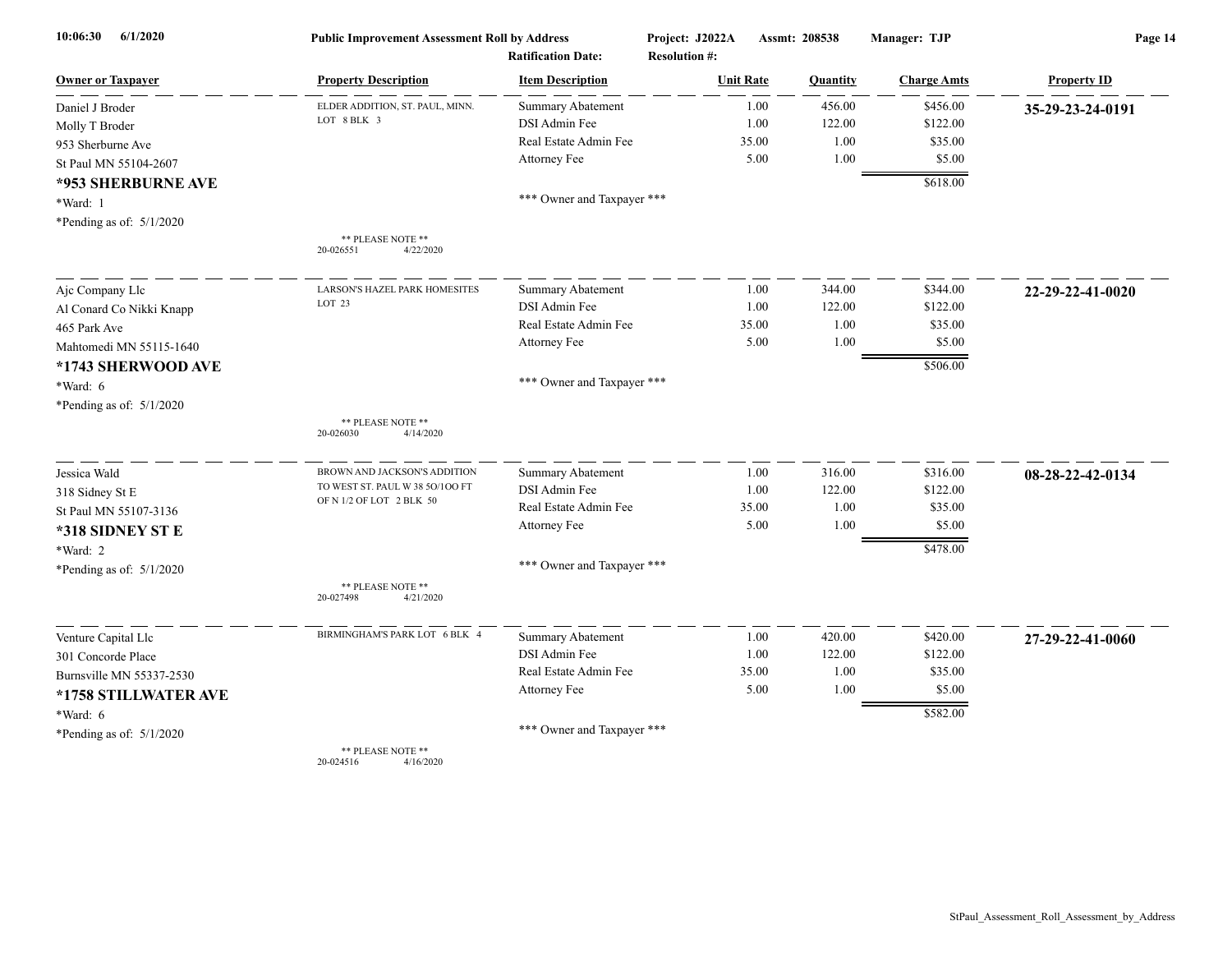**Public Improvement Assessment Roll by Address** | Project: J2022A | Assmt: 208538 | Manager: TJP

Ratification Date: | Resolution #:

| Owner or Taxpayer | Property Description | Item Description | Unit Rate | Quantity | Charge Amts | Property ID |
|---|---|---|---|---|---|---|
| Daniel J Broder | ELDER ADDITION, ST. PAUL, MINN. | Summary Abatement | 1.00 | 456.00 | $456.00 | **35-29-23-24-0191** |
| Molly T Broder | LOT 8 BLK 3 | DSI Admin Fee | 1.00 | 122.00 | $122.00 | |
| 953 Sherburne Ave | | Real Estate Admin Fee | 35.00 | 1.00 | $35.00 | |
| St Paul MN 55104-2607 | | Attorney Fee | 5.00 | 1.00 | $5.00 | |
| **\*953 SHERBURNE AVE** | | | | | $618.00 | |
| \*Ward: 1 | | \*\*\* Owner and Taxpayer \*\*\* | | | | |
| \*Pending as of: 5/1/2020 | \*\* PLEASE NOTE \*\* 20-026551 4/22/2020 | | | | | |
| Ajc Company Llc | LARSON'S HAZEL PARK HOMESITES | Summary Abatement | 1.00 | 344.00 | $344.00 | **22-29-22-41-0020** |
| Al Conard Co Nikki Knapp | LOT 23 | DSI Admin Fee | 1.00 | 122.00 | $122.00 | |
| 465 Park Ave | | Real Estate Admin Fee | 35.00 | 1.00 | $35.00 | |
| Mahtomedi MN 55115-1640 | | Attorney Fee | 5.00 | 1.00 | $5.00 | |
| **\*1743 SHERWOOD AVE** | | | | | $506.00 | |
| \*Ward: 6 | | \*\*\* Owner and Taxpayer \*\*\* | | | | |
| \*Pending as of: 5/1/2020 | \*\* PLEASE NOTE \*\* 20-026030 4/14/2020 | | | | | |
| Jessica Wald | BROWN AND JACKSON'S ADDITION TO WEST ST. PAUL W 38 5O/1OO FT OF N 1/2 OF LOT 2 BLK 50 | Summary Abatement | 1.00 | 316.00 | $316.00 | **08-28-22-42-0134** |
| 318 Sidney St E | | DSI Admin Fee | 1.00 | 122.00 | $122.00 | |
| St Paul MN 55107-3136 | | Real Estate Admin Fee | 35.00 | 1.00 | $35.00 | |
| **\*318 SIDNEY ST E** | | Attorney Fee | 5.00 | 1.00 | $5.00 | |
| \*Ward: 2 | | | | | $478.00 | |
| \*Pending as of: 5/1/2020 | \*\* PLEASE NOTE \*\* 20-027498 4/21/2020 | \*\*\* Owner and Taxpayer \*\*\* | | | | |
| Venture Capital Llc | BIRMINGHAM'S PARK LOT 6 BLK 4 | Summary Abatement | 1.00 | 420.00 | $420.00 | **27-29-22-41-0060** |
| 301 Concorde Place | | DSI Admin Fee | 1.00 | 122.00 | $122.00 | |
| Burnsville MN 55337-2530 | | Real Estate Admin Fee | 35.00 | 1.00 | $35.00 | |
| **\*1758 STILLWATER AVE** | | Attorney Fee | 5.00 | 1.00 | $5.00 | |
| \*Ward: 6 | | | | | $582.00 | |
| \*Pending as of: 5/1/2020 | \*\* PLEASE NOTE \*\* 20-024516 4/16/2020 | \*\*\* Owner and Taxpayer \*\*\* | | | | |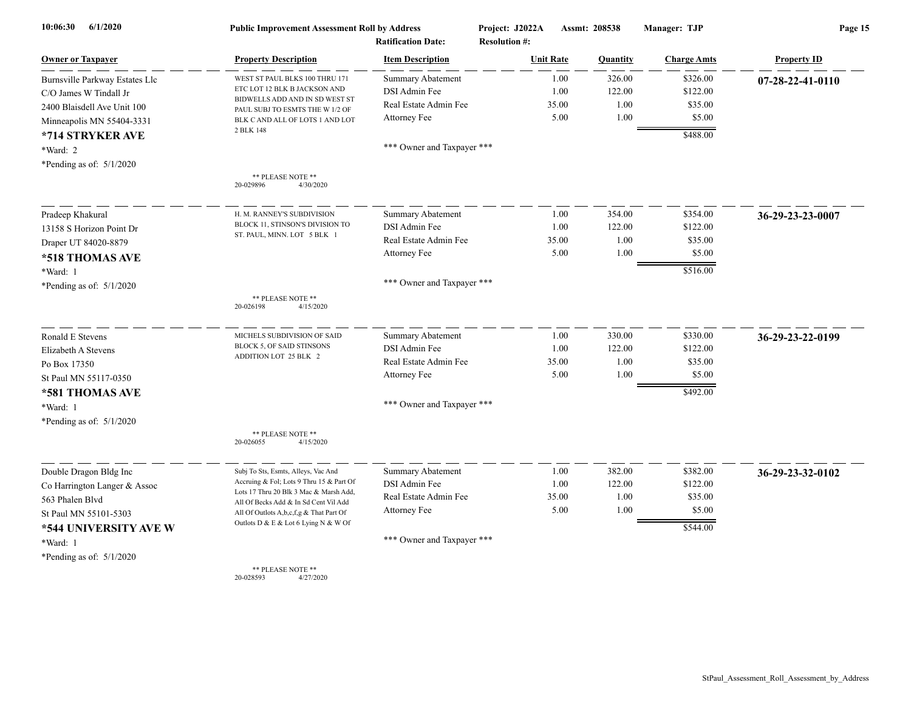**Public Improvement Assessment Roll by Address** | Project: J2022A | Assmt: 208538 | Manager: TJP

Ratification Date: | Resolution #:

| Owner or Taxpayer | Property Description | Item Description | Unit Rate | Quantity | Charge Amts | Property ID |
|---|---|---|---|---|---|---|
| Burnsville Parkway Estates Llc<br>C/O James W Tindall Jr<br>2400 Blaisdell Ave Unit 100<br>Minneapolis MN 55404-3331<br>**\*714 STRYKER AVE**<br>\*Ward: 2<br>\*Pending as of: 5/1/2020 | WEST ST PAUL BLKS 100 THRU 171 ETC LOT 12 BLK B JACKSON AND BIDWELLS ADD AND IN SD WEST ST PAUL SUBJ TO ESMTS THE W 1/2 OF BLK C AND ALL OF LOTS 1 AND LOT 2 BLK 148<br><br>\*\* PLEASE NOTE \*\*<br>20-029896 4/30/2020 | Summary Abatement<br>DSI Admin Fee<br>Real Estate Admin Fee<br>Attorney Fee<br><br>\*\*\* Owner and Taxpayer \*\*\* | 1.00<br>1.00<br>35.00<br>5.00 | 326.00<br>122.00<br>1.00<br>1.00 | $326.00<br>$122.00<br>$35.00<br>$5.00<br>**$488.00** | **07-28-22-41-0110** |
| Pradeep Khakural<br>13158 S Horizon Point Dr<br>Draper UT 84020-8879<br>**\*518 THOMAS AVE**<br>\*Ward: 1<br>\*Pending as of: 5/1/2020 | H. M. RANNEY'S SUBDIVISION BLOCK 11, STINSON'S DIVISION TO ST. PAUL, MINN. LOT 5 BLK 1<br><br>\*\* PLEASE NOTE \*\*<br>20-026198 4/15/2020 | Summary Abatement<br>DSI Admin Fee<br>Real Estate Admin Fee<br>Attorney Fee<br><br>\*\*\* Owner and Taxpayer \*\*\* | 1.00<br>1.00<br>35.00<br>5.00 | 354.00<br>122.00<br>1.00<br>1.00 | $354.00<br>$122.00<br>$35.00<br>$5.00<br>**$516.00** | **36-29-23-23-0007** |
| Ronald E Stevens<br>Elizabeth A Stevens<br>Po Box 17350<br>St Paul MN 55117-0350<br>**\*581 THOMAS AVE**<br>\*Ward: 1<br>\*Pending as of: 5/1/2020 | MICHELS SUBDIVISION OF SAID BLOCK 5, OF SAID STINSONS ADDITION LOT 25 BLK 2<br><br>\*\* PLEASE NOTE \*\*<br>20-026055 4/15/2020 | Summary Abatement<br>DSI Admin Fee<br>Real Estate Admin Fee<br>Attorney Fee<br><br>\*\*\* Owner and Taxpayer \*\*\* | 1.00<br>1.00<br>35.00<br>5.00 | 330.00<br>122.00<br>1.00<br>1.00 | $330.00<br>$122.00<br>$35.00<br>$5.00<br>**$492.00** | **36-29-23-22-0199** |
| Double Dragon Bldg Inc<br>Co Harrington Langer & Assoc<br>563 Phalen Blvd<br>St Paul MN 55101-5303<br>**\*544 UNIVERSITY AVE W**<br>\*Ward: 1<br>\*Pending as of: 5/1/2020 | Subj To Sts, Esmts, Alleys, Vac And Accruing & Fol; Lots 9 Thru 15 & Part Of Lots 17 Thru 20 Blk 3 Mac & Marsh Add, All Of Becks Add & In Sd Cent Vil Add All Of Outlots A,b,c,f,g & That Part Of Outlots D & E & Lot 6 Lying N & W Of<br><br>\*\* PLEASE NOTE \*\*<br>20-028593 4/27/2020 | Summary Abatement<br>DSI Admin Fee<br>Real Estate Admin Fee<br>Attorney Fee<br><br>\*\*\* Owner and Taxpayer \*\*\* | 1.00<br>1.00<br>35.00<br>5.00 | 382.00<br>122.00<br>1.00<br>1.00 | $382.00<br>$122.00<br>$35.00<br>$5.00<br>**$544.00** | **36-29-23-32-0102** |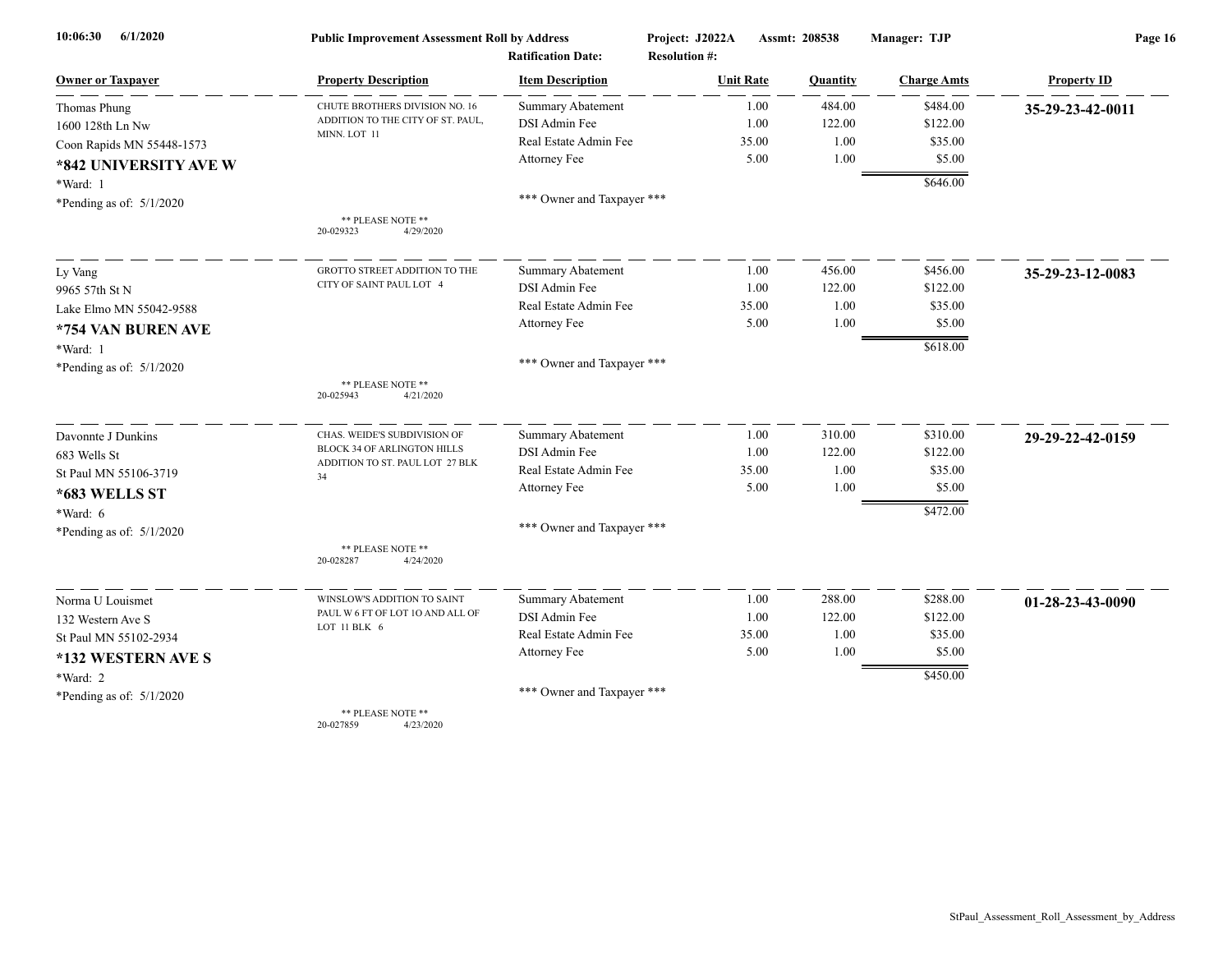**Public Improvement Assessment Roll by Address**

Project: J2022A  Assmt: 208538  Manager: TJP

Ratification Date:  Resolution #:

10:06:30 6/1/2020

| Owner or Taxpayer | Property Description | Item Description | Unit Rate | Quantity | Charge Amts | Property ID |
|---|---|---|---|---|---|---|
| Thomas Phung<br>1600 128th Ln Nw<br>Coon Rapids MN 55448-1573<br>**\*842 UNIVERSITY AVE W**<br>\*Ward: 1<br>\*Pending as of: 5/1/2020 | CHUTE BROTHERS DIVISION NO. 16 ADDITION TO THE CITY OF ST. PAUL, MINN. LOT 11<br><br>** PLEASE NOTE **<br>20-029323 4/29/2020 | Summary Abatement<br>DSI Admin Fee<br>Real Estate Admin Fee<br>Attorney Fee<br><br>*** Owner and Taxpayer *** | 1.00<br>1.00<br>35.00<br>5.00 | 484.00<br>122.00<br>1.00<br>1.00 | $484.00<br>$122.00<br>$35.00<br>$5.00<br>$646.00 | **35-29-23-42-0011** |
| Ly Vang<br>9965 57th St N<br>Lake Elmo MN 55042-9588<br>**\*754 VAN BUREN AVE**<br>\*Ward: 1<br>\*Pending as of: 5/1/2020 | GROTTO STREET ADDITION TO THE CITY OF SAINT PAUL LOT 4<br><br>** PLEASE NOTE **<br>20-025943 4/21/2020 | Summary Abatement<br>DSI Admin Fee<br>Real Estate Admin Fee<br>Attorney Fee<br><br>*** Owner and Taxpayer *** | 1.00<br>1.00<br>35.00<br>5.00 | 456.00<br>122.00<br>1.00<br>1.00 | $456.00<br>$122.00<br>$35.00<br>$5.00<br>$618.00 | **35-29-23-12-0083** |
| Davonnte J Dunkins<br>683 Wells St<br>St Paul MN 55106-3719<br>**\*683 WELLS ST**<br>\*Ward: 6<br>\*Pending as of: 5/1/2020 | CHAS. WEIDE'S SUBDIVISION OF BLOCK 34 OF ARLINGTON HILLS ADDITION TO ST. PAUL LOT 27 BLK 34<br><br>** PLEASE NOTE **<br>20-028287 4/24/2020 | Summary Abatement<br>DSI Admin Fee<br>Real Estate Admin Fee<br>Attorney Fee<br><br>*** Owner and Taxpayer *** | 1.00<br>1.00<br>35.00<br>5.00 | 310.00<br>122.00<br>1.00<br>1.00 | $310.00<br>$122.00<br>$35.00<br>$5.00<br>$472.00 | **29-29-22-42-0159** |
| Norma U Louismet<br>132 Western Ave S<br>St Paul MN 55102-2934<br>**\*132 WESTERN AVE S**<br>\*Ward: 2<br>\*Pending as of: 5/1/2020 | WINSLOW'S ADDITION TO SAINT PAUL W 6 FT OF LOT 1O AND ALL OF LOT 11 BLK 6<br><br>** PLEASE NOTE **<br>20-027859 4/23/2020 | Summary Abatement<br>DSI Admin Fee<br>Real Estate Admin Fee<br>Attorney Fee<br><br>*** Owner and Taxpayer *** | 1.00<br>1.00<br>35.00<br>5.00 | 288.00<br>122.00<br>1.00<br>1.00 | $288.00<br>$122.00<br>$35.00<br>$5.00<br>$450.00 | **01-28-23-43-0090** |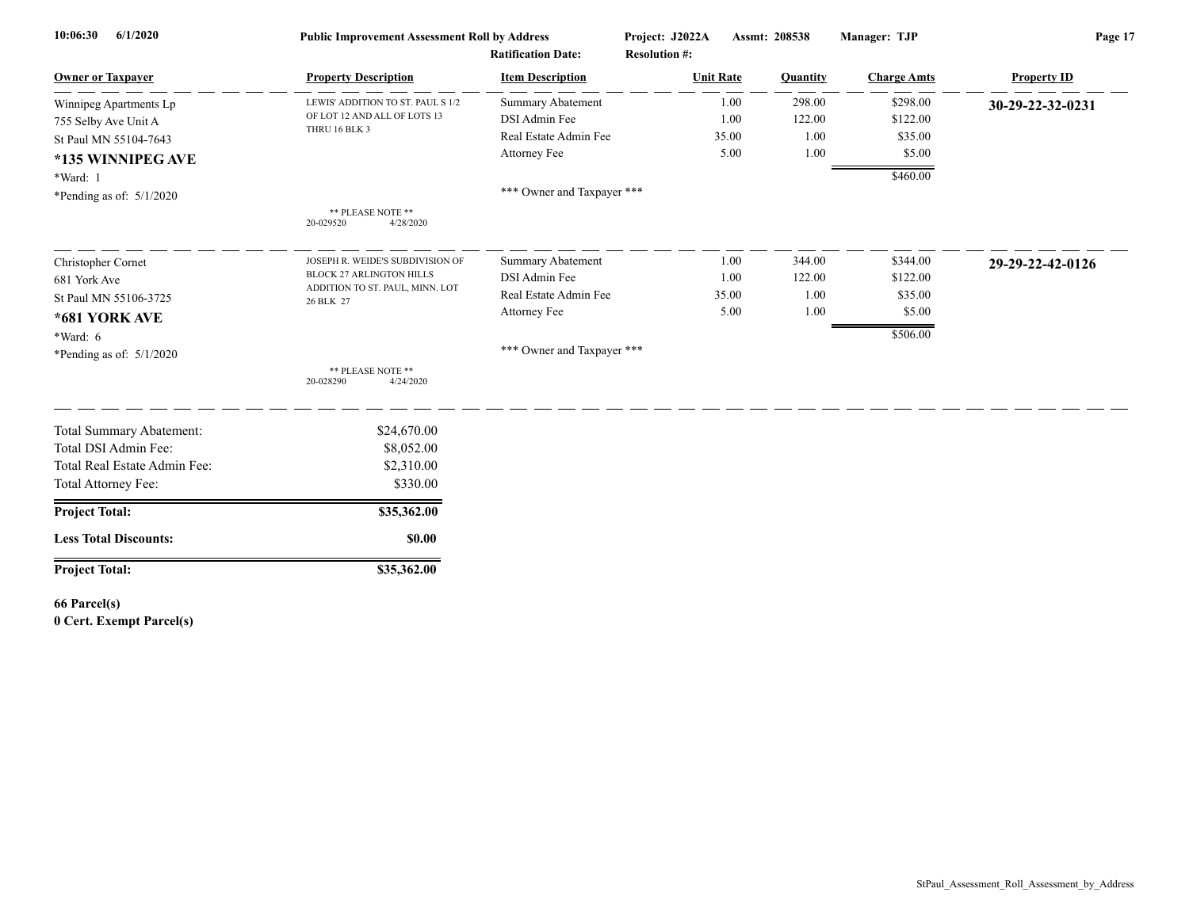| Owner or Taxpayer | Property Description | Item Description | Unit Rate | Quantity | Charge Amts | Property ID |
|---|---|---|---|---|---|---|
| Winnipeg Apartments Lp | LEWIS' ADDITION TO ST. PAUL S 1/2 OF LOT 12 AND ALL OF LOTS 13 THRU 16 BLK 3 | Summary Abatement | 1.00 | 298.00 | $298.00 | **30-29-22-32-0231** |
| 755 Selby Ave Unit A | | DSI Admin Fee | 1.00 | 122.00 | $122.00 | |
| St Paul MN 55104-7643 | | Real Estate Admin Fee | 35.00 | 1.00 | $35.00 | |
| **\*135 WINNIPEG AVE** | | Attorney Fee | 5.00 | 1.00 | $5.00 | |
| \*Ward: 1 | | | | | $460.00 | |
| \*Pending as of: 5/1/2020 | ** PLEASE NOTE ** 20-029520 4/28/2020 | *** Owner and Taxpayer *** | | | | |
| Christopher Cornet | JOSEPH R. WEIDE'S SUBDIVISION OF BLOCK 27 ARLINGTON HILLS ADDITION TO ST. PAUL, MINN. LOT 26 BLK 27 | Summary Abatement | 1.00 | 344.00 | $344.00 | **29-29-22-42-0126** |
| 681 York Ave | | DSI Admin Fee | 1.00 | 122.00 | $122.00 | |
| St Paul MN 55106-3725 | | Real Estate Admin Fee | 35.00 | 1.00 | $35.00 | |
| **\*681 YORK AVE** | | Attorney Fee | 5.00 | 1.00 | $5.00 | |
| \*Ward: 6 | | | | | $506.00 | |
| \*Pending as of: 5/1/2020 | ** PLEASE NOTE ** 20-028290 4/24/2020 | *** Owner and Taxpayer *** | | | | |

| | |
|---|---|
| Total Summary Abatement: | $24,670.00 |
| Total DSI Admin Fee: | $8,052.00 |
| Total Real Estate Admin Fee: | $2,310.00 |
| Total Attorney Fee: | $330.00 |
| **Project Total:** | **$35,362.00** |
| **Less Total Discounts:** | **$0.00** |
| **Project Total:** | **$35,362.00** |

**66 Parcel(s)**
**0 Cert. Exempt Parcel(s)**